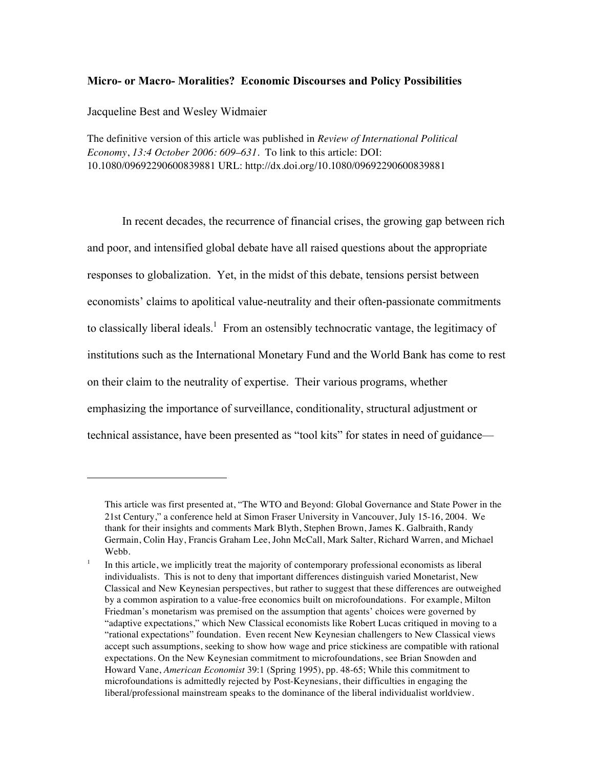**Micro- or Macro- Moralities? Economic Discourses and Policy Possibilities**

Jacqueline Best and Wesley Widmaier

The definitive version of this article was published in *Review of International Political Economy*, *13:4 October 2006: 609–631*. To link to this article: DOI: 10.1080/09692290600839881 URL: http://dx.doi.org/10.1080/09692290600839881

In recent decades, the recurrence of financial crises, the growing gap between rich and poor, and intensified global debate have all raised questions about the appropriate responses to globalization. Yet, in the midst of this debate, tensions persist between economists' claims to apolitical value-neutrality and their often-passionate commitments to classically liberal ideals.[1] From an ostensibly technocratic vantage, the legitimacy of institutions such as the International Monetary Fund and the World Bank has come to rest on their claim to the neutrality of expertise. Their various programs, whether emphasizing the importance of surveillance, conditionality, structural adjustment or technical assistance, have been presented as "tool kits" for states in need of guidance—

---

This article was first presented at, "The WTO and Beyond: Global Governance and State Power in the 21st Century," a conference held at Simon Fraser University in Vancouver, July 15-16, 2004. We thank for their insights and comments Mark Blyth, Stephen Brown, James K. Galbraith, Randy Germain, Colin Hay, Francis Graham Lee, John McCall, Mark Salter, Richard Warren, and Michael Webb.

[1] In this article, we implicitly treat the majority of contemporary professional economists as liberal individualists. This is not to deny that important differences distinguish varied Monetarist, New Classical and New Keynesian perspectives, but rather to suggest that these differences are outweighed by a common aspiration to a value-free economics built on microfoundations. For example, Milton Friedman's monetarism was premised on the assumption that agents' choices were governed by "adaptive expectations," which New Classical economists like Robert Lucas critiqued in moving to a "rational expectations" foundation. Even recent New Keynesian challengers to New Classical views accept such assumptions, seeking to show how wage and price stickiness are compatible with rational expectations. On the New Keynesian commitment to microfoundations, see Brian Snowden and Howard Vane, *American Economist* 39:1 (Spring 1995), pp. 48-65; While this commitment to microfoundations is admittedly rejected by Post-Keynesians, their difficulties in engaging the liberal/professional mainstream speaks to the dominance of the liberal individualist worldview.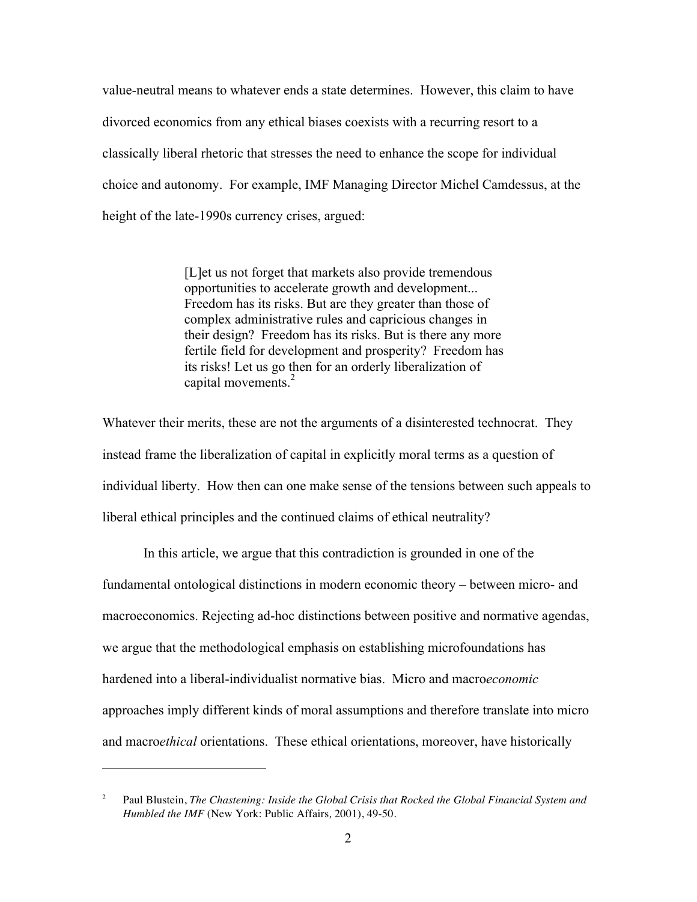value-neutral means to whatever ends a state determines. However, this claim to have divorced economics from any ethical biases coexists with a recurring resort to a classically liberal rhetoric that stresses the need to enhance the scope for individual choice and autonomy. For example, IMF Managing Director Michel Camdessus, at the height of the late-1990s currency crises, argued:

> [L]et us not forget that markets also provide tremendous opportunities to accelerate growth and development... Freedom has its risks. But are they greater than those of complex administrative rules and capricious changes in their design? Freedom has its risks. But is there any more fertile field for development and prosperity? Freedom has its risks! Let us go then for an orderly liberalization of capital movements.[2]

Whatever their merits, these are not the arguments of a disinterested technocrat. They instead frame the liberalization of capital in explicitly moral terms as a question of individual liberty. How then can one make sense of the tensions between such appeals to liberal ethical principles and the continued claims of ethical neutrality?

In this article, we argue that this contradiction is grounded in one of the fundamental ontological distinctions in modern economic theory – between micro- and macroeconomics. Rejecting ad-hoc distinctions between positive and normative agendas, we argue that the methodological emphasis on establishing microfoundations has hardened into a liberal-individualist normative bias. Micro and macro*economic* approaches imply different kinds of moral assumptions and therefore translate into micro and macro*ethical* orientations. These ethical orientations, moreover, have historically

---

[2] Paul Blustein, *The Chastening: Inside the Global Crisis that Rocked the Global Financial System and Humbled the IMF* (New York: Public Affairs, 2001), 49-50.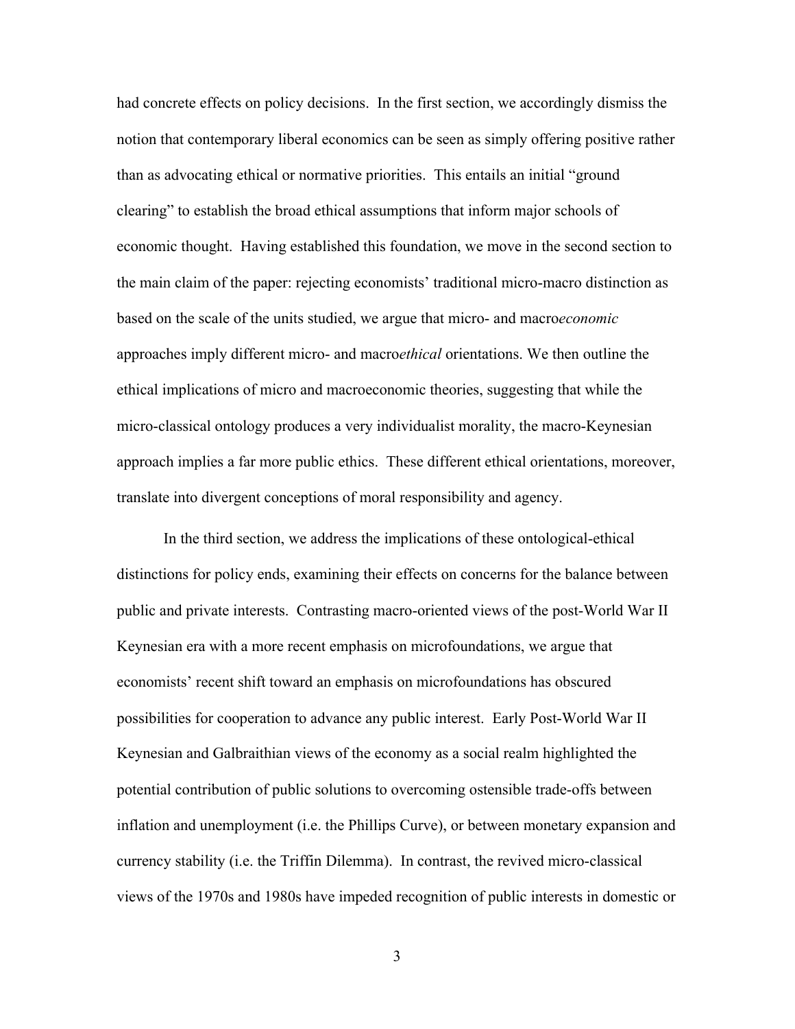had concrete effects on policy decisions. In the first section, we accordingly dismiss the notion that contemporary liberal economics can be seen as simply offering positive rather than as advocating ethical or normative priorities. This entails an initial "ground clearing" to establish the broad ethical assumptions that inform major schools of economic thought. Having established this foundation, we move in the second section to the main claim of the paper: rejecting economists' traditional micro-macro distinction as based on the scale of the units studied, we argue that micro- and macro*economic* approaches imply different micro- and macro*ethical* orientations. We then outline the ethical implications of micro and macroeconomic theories, suggesting that while the micro-classical ontology produces a very individualist morality, the macro-Keynesian approach implies a far more public ethics. These different ethical orientations, moreover, translate into divergent conceptions of moral responsibility and agency.

In the third section, we address the implications of these ontological-ethical distinctions for policy ends, examining their effects on concerns for the balance between public and private interests. Contrasting macro-oriented views of the post-World War II Keynesian era with a more recent emphasis on microfoundations, we argue that economists' recent shift toward an emphasis on microfoundations has obscured possibilities for cooperation to advance any public interest. Early Post-World War II Keynesian and Galbraithian views of the economy as a social realm highlighted the potential contribution of public solutions to overcoming ostensible trade-offs between inflation and unemployment (i.e. the Phillips Curve), or between monetary expansion and currency stability (i.e. the Triffin Dilemma). In contrast, the revived micro-classical views of the 1970s and 1980s have impeded recognition of public interests in domestic or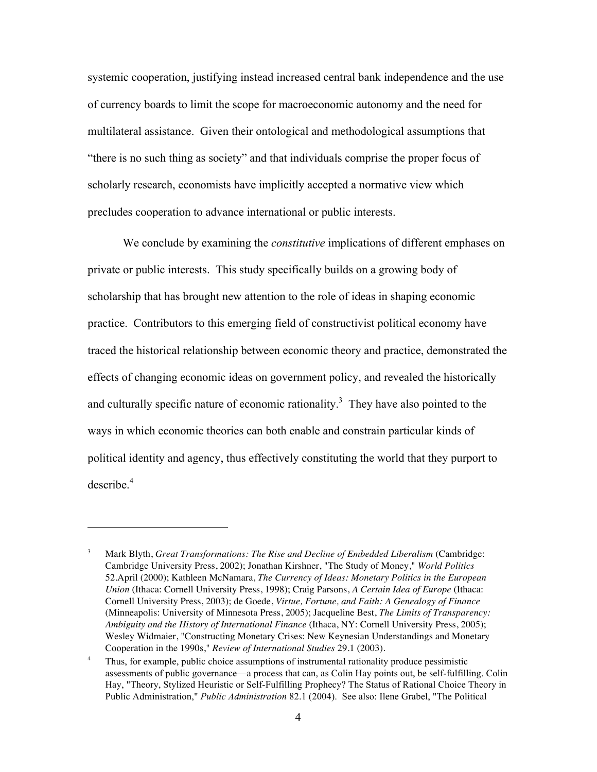systemic cooperation, justifying instead increased central bank independence and the use of currency boards to limit the scope for macroeconomic autonomy and the need for multilateral assistance. Given their ontological and methodological assumptions that "there is no such thing as society" and that individuals comprise the proper focus of scholarly research, economists have implicitly accepted a normative view which precludes cooperation to advance international or public interests.

We conclude by examining the *constitutive* implications of different emphases on private or public interests. This study specifically builds on a growing body of scholarship that has brought new attention to the role of ideas in shaping economic practice. Contributors to this emerging field of constructivist political economy have traced the historical relationship between economic theory and practice, demonstrated the effects of changing economic ideas on government policy, and revealed the historically and culturally specific nature of economic rationality.[3] They have also pointed to the ways in which economic theories can both enable and constrain particular kinds of political identity and agency, thus effectively constituting the world that they purport to describe.[4]

---

[3] Mark Blyth, *Great Transformations: The Rise and Decline of Embedded Liberalism* (Cambridge: Cambridge University Press, 2002); Jonathan Kirshner, "The Study of Money," *World Politics* 52.April (2000); Kathleen McNamara, *The Currency of Ideas: Monetary Politics in the European Union* (Ithaca: Cornell University Press, 1998); Craig Parsons, *A Certain Idea of Europe* (Ithaca: Cornell University Press, 2003); de Goede, *Virtue, Fortune, and Faith: A Genealogy of Finance* (Minneapolis: University of Minnesota Press, 2005); Jacqueline Best, *The Limits of Transparency: Ambiguity and the History of International Finance* (Ithaca, NY: Cornell University Press, 2005); Wesley Widmaier, "Constructing Monetary Crises: New Keynesian Understandings and Monetary Cooperation in the 1990s," *Review of International Studies* 29.1 (2003).

[4] Thus, for example, public choice assumptions of instrumental rationality produce pessimistic assessments of public governance—a process that can, as Colin Hay points out, be self-fulfilling. Colin Hay, "Theory, Stylized Heuristic or Self-Fulfilling Prophecy? The Status of Rational Choice Theory in Public Administration," *Public Administration* 82.1 (2004). See also: Ilene Grabel, "The Political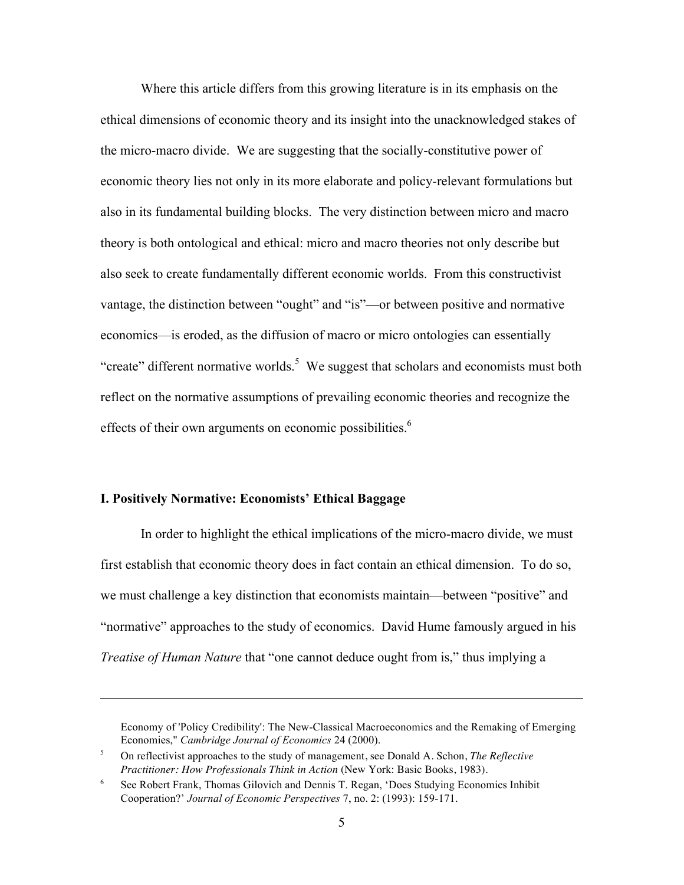Where this article differs from this growing literature is in its emphasis on the ethical dimensions of economic theory and its insight into the unacknowledged stakes of the micro-macro divide. We are suggesting that the socially-constitutive power of economic theory lies not only in its more elaborate and policy-relevant formulations but also in its fundamental building blocks. The very distinction between micro and macro theory is both ontological and ethical: micro and macro theories not only describe but also seek to create fundamentally different economic worlds. From this constructivist vantage, the distinction between "ought" and "is"—or between positive and normative economics—is eroded, as the diffusion of macro or micro ontologies can essentially "create" different normative worlds.[5] We suggest that scholars and economists must both reflect on the normative assumptions of prevailing economic theories and recognize the effects of their own arguments on economic possibilities.[6]

## I. Positively Normative: Economists' Ethical Baggage

In order to highlight the ethical implications of the micro-macro divide, we must first establish that economic theory does in fact contain an ethical dimension. To do so, we must challenge a key distinction that economists maintain—between "positive" and "normative" approaches to the study of economics. David Hume famously argued in his *Treatise of Human Nature* that "one cannot deduce ought from is," thus implying a

---

Economy of 'Policy Credibility': The New-Classical Macroeconomics and the Remaking of Emerging Economies," *Cambridge Journal of Economics* 24 (2000).

[5] On reflectivist approaches to the study of management, see Donald A. Schon, *The Reflective Practitioner: How Professionals Think in Action* (New York: Basic Books, 1983).

[6] See Robert Frank, Thomas Gilovich and Dennis T. Regan, 'Does Studying Economics Inhibit Cooperation?' *Journal of Economic Perspectives* 7, no. 2: (1993): 159-171.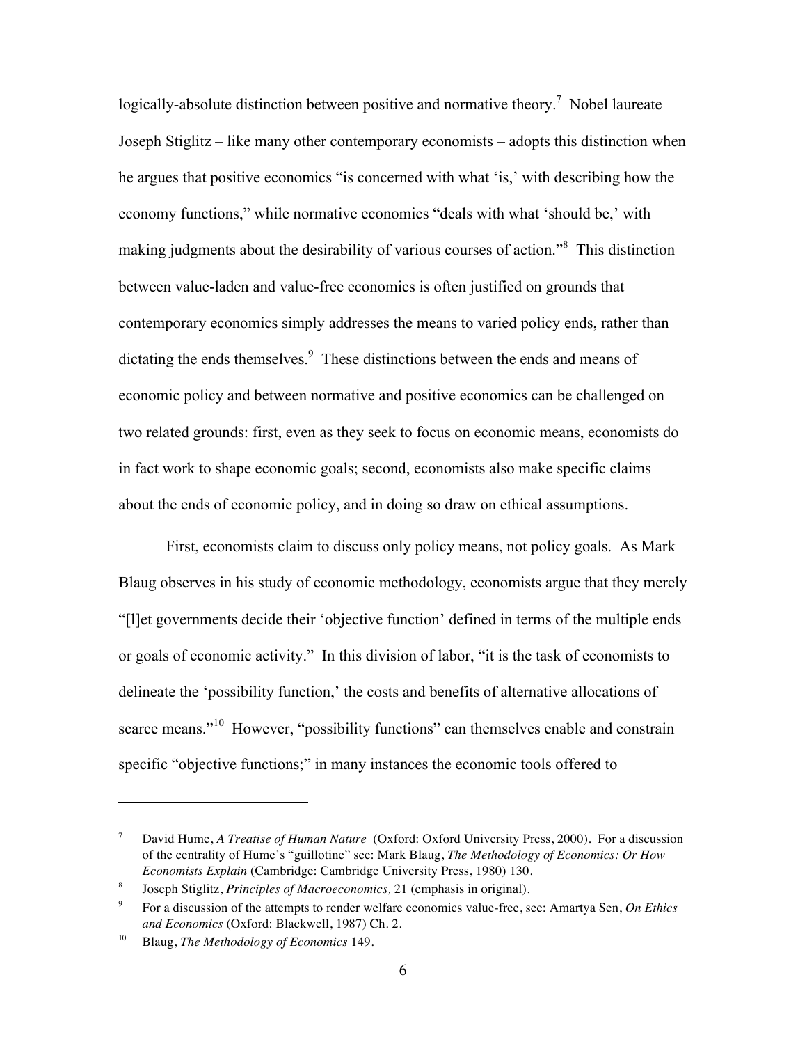logically-absolute distinction between positive and normative theory.[7] Nobel laureate Joseph Stiglitz – like many other contemporary economists – adopts this distinction when he argues that positive economics "is concerned with what 'is,' with describing how the economy functions," while normative economics "deals with what 'should be,' with making judgments about the desirability of various courses of action."[8] This distinction between value-laden and value-free economics is often justified on grounds that contemporary economics simply addresses the means to varied policy ends, rather than dictating the ends themselves.[9] These distinctions between the ends and means of economic policy and between normative and positive economics can be challenged on two related grounds: first, even as they seek to focus on economic means, economists do in fact work to shape economic goals; second, economists also make specific claims about the ends of economic policy, and in doing so draw on ethical assumptions.

First, economists claim to discuss only policy means, not policy goals. As Mark Blaug observes in his study of economic methodology, economists argue that they merely "[l]et governments decide their 'objective function' defined in terms of the multiple ends or goals of economic activity." In this division of labor, "it is the task of economists to delineate the 'possibility function,' the costs and benefits of alternative allocations of scarce means."[10] However, "possibility functions" can themselves enable and constrain specific "objective functions;" in many instances the economic tools offered to

---

[7] David Hume, *A Treatise of Human Nature* (Oxford: Oxford University Press, 2000). For a discussion of the centrality of Hume's "guillotine" see: Mark Blaug, *The Methodology of Economics: Or How Economists Explain* (Cambridge: Cambridge University Press, 1980) 130.

[8] Joseph Stiglitz, *Principles of Macroeconomics,* 21 (emphasis in original).

[9] For a discussion of the attempts to render welfare economics value-free, see: Amartya Sen, *On Ethics and Economics* (Oxford: Blackwell, 1987) Ch. 2.

[10] Blaug, *The Methodology of Economics* 149.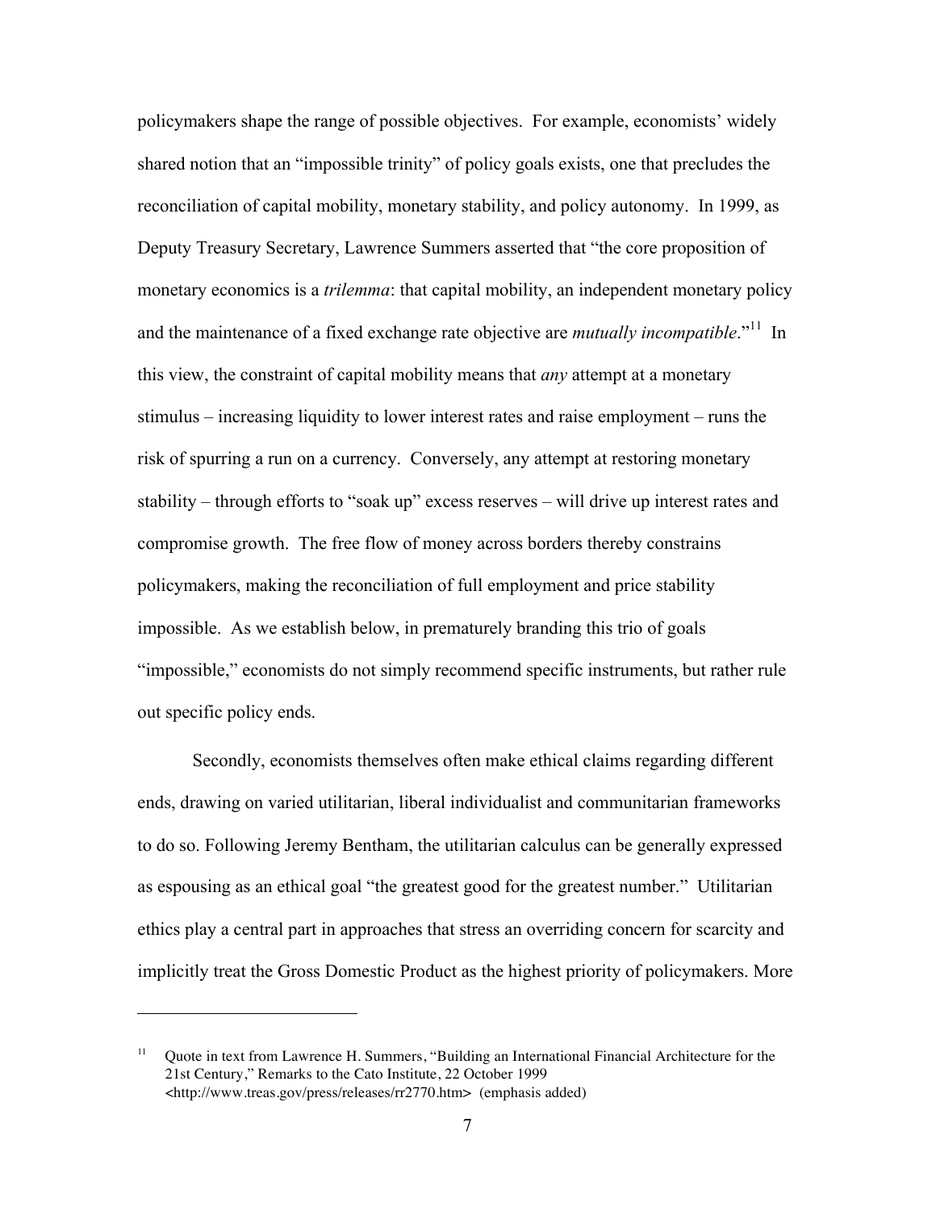policymakers shape the range of possible objectives. For example, economists' widely shared notion that an "impossible trinity" of policy goals exists, one that precludes the reconciliation of capital mobility, monetary stability, and policy autonomy. In 1999, as Deputy Treasury Secretary, Lawrence Summers asserted that "the core proposition of monetary economics is a *trilemma*: that capital mobility, an independent monetary policy and the maintenance of a fixed exchange rate objective are *mutually incompatible*."[11] In this view, the constraint of capital mobility means that *any* attempt at a monetary stimulus – increasing liquidity to lower interest rates and raise employment – runs the risk of spurring a run on a currency. Conversely, any attempt at restoring monetary stability – through efforts to "soak up" excess reserves – will drive up interest rates and compromise growth. The free flow of money across borders thereby constrains policymakers, making the reconciliation of full employment and price stability impossible. As we establish below, in prematurely branding this trio of goals "impossible," economists do not simply recommend specific instruments, but rather rule out specific policy ends.

Secondly, economists themselves often make ethical claims regarding different ends, drawing on varied utilitarian, liberal individualist and communitarian frameworks to do so. Following Jeremy Bentham, the utilitarian calculus can be generally expressed as espousing as an ethical goal "the greatest good for the greatest number." Utilitarian ethics play a central part in approaches that stress an overriding concern for scarcity and implicitly treat the Gross Domestic Product as the highest priority of policymakers. More

---

[11] Quote in text from Lawrence H. Summers, "Building an International Financial Architecture for the 21st Century," Remarks to the Cato Institute, 22 October 1999 <http://www.treas.gov/press/releases/rr2770.htm> (emphasis added)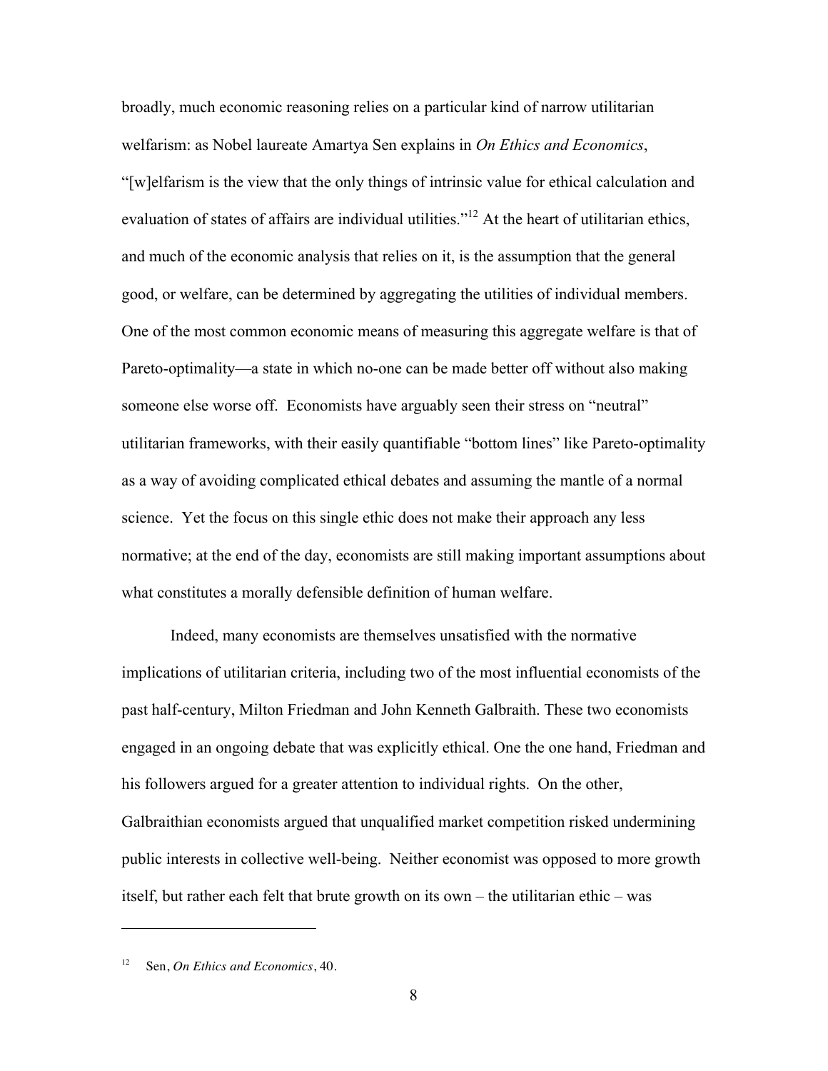broadly, much economic reasoning relies on a particular kind of narrow utilitarian welfarism: as Nobel laureate Amartya Sen explains in *On Ethics and Economics*, "[w]elfarism is the view that the only things of intrinsic value for ethical calculation and evaluation of states of affairs are individual utilities."[12] At the heart of utilitarian ethics, and much of the economic analysis that relies on it, is the assumption that the general good, or welfare, can be determined by aggregating the utilities of individual members. One of the most common economic means of measuring this aggregate welfare is that of Pareto-optimality—a state in which no-one can be made better off without also making someone else worse off. Economists have arguably seen their stress on "neutral" utilitarian frameworks, with their easily quantifiable "bottom lines" like Pareto-optimality as a way of avoiding complicated ethical debates and assuming the mantle of a normal science. Yet the focus on this single ethic does not make their approach any less normative; at the end of the day, economists are still making important assumptions about what constitutes a morally defensible definition of human welfare.

Indeed, many economists are themselves unsatisfied with the normative implications of utilitarian criteria, including two of the most influential economists of the past half-century, Milton Friedman and John Kenneth Galbraith. These two economists engaged in an ongoing debate that was explicitly ethical. One the one hand, Friedman and his followers argued for a greater attention to individual rights. On the other, Galbraithian economists argued that unqualified market competition risked undermining public interests in collective well-being. Neither economist was opposed to more growth itself, but rather each felt that brute growth on its own – the utilitarian ethic – was

---

[12] Sen, *On Ethics and Economics*, 40.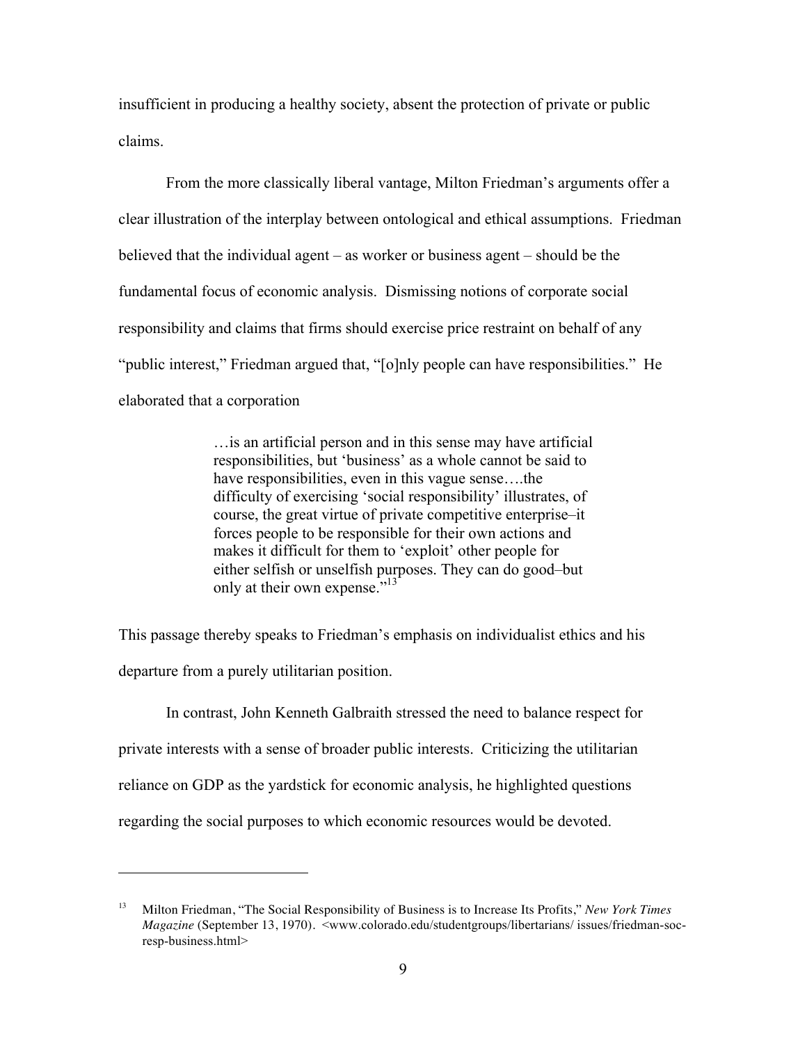insufficient in producing a healthy society, absent the protection of private or public claims.

From the more classically liberal vantage, Milton Friedman's arguments offer a clear illustration of the interplay between ontological and ethical assumptions. Friedman believed that the individual agent – as worker or business agent – should be the fundamental focus of economic analysis. Dismissing notions of corporate social responsibility and claims that firms should exercise price restraint on behalf of any "public interest," Friedman argued that, "[o]nly people can have responsibilities." He elaborated that a corporation

> …is an artificial person and in this sense may have artificial responsibilities, but 'business' as a whole cannot be said to have responsibilities, even in this vague sense….the difficulty of exercising 'social responsibility' illustrates, of course, the great virtue of private competitive enterprise–it forces people to be responsible for their own actions and makes it difficult for them to 'exploit' other people for either selfish or unselfish purposes. They can do good–but only at their own expense."[13]

This passage thereby speaks to Friedman's emphasis on individualist ethics and his departure from a purely utilitarian position.

In contrast, John Kenneth Galbraith stressed the need to balance respect for private interests with a sense of broader public interests. Criticizing the utilitarian reliance on GDP as the yardstick for economic analysis, he highlighted questions regarding the social purposes to which economic resources would be devoted.

---

[13] Milton Friedman, "The Social Responsibility of Business is to Increase Its Profits," *New York Times Magazine* (September 13, 1970). <www.colorado.edu/studentgroups/libertarians/ issues/friedman-soc-resp-business.html>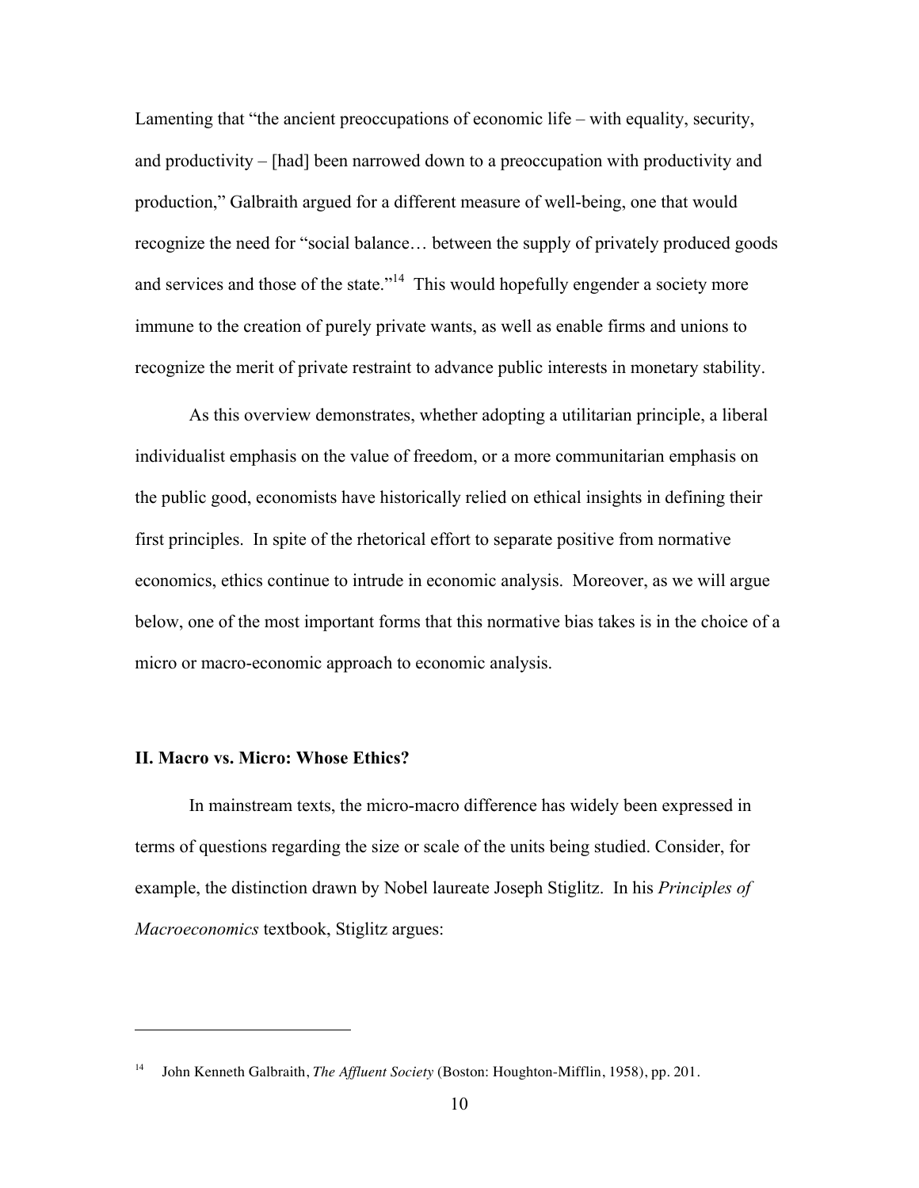Lamenting that "the ancient preoccupations of economic life – with equality, security, and productivity – [had] been narrowed down to a preoccupation with productivity and production," Galbraith argued for a different measure of well-being, one that would recognize the need for "social balance… between the supply of privately produced goods and services and those of the state."[14] This would hopefully engender a society more immune to the creation of purely private wants, as well as enable firms and unions to recognize the merit of private restraint to advance public interests in monetary stability.

As this overview demonstrates, whether adopting a utilitarian principle, a liberal individualist emphasis on the value of freedom, or a more communitarian emphasis on the public good, economists have historically relied on ethical insights in defining their first principles. In spite of the rhetorical effort to separate positive from normative economics, ethics continue to intrude in economic analysis. Moreover, as we will argue below, one of the most important forms that this normative bias takes is in the choice of a micro or macro-economic approach to economic analysis.

## II. Macro vs. Micro: Whose Ethics?

In mainstream texts, the micro-macro difference has widely been expressed in terms of questions regarding the size or scale of the units being studied. Consider, for example, the distinction drawn by Nobel laureate Joseph Stiglitz. In his *Principles of Macroeconomics* textbook, Stiglitz argues:

---

[14] John Kenneth Galbraith, *The Affluent Society* (Boston: Houghton-Mifflin, 1958), pp. 201.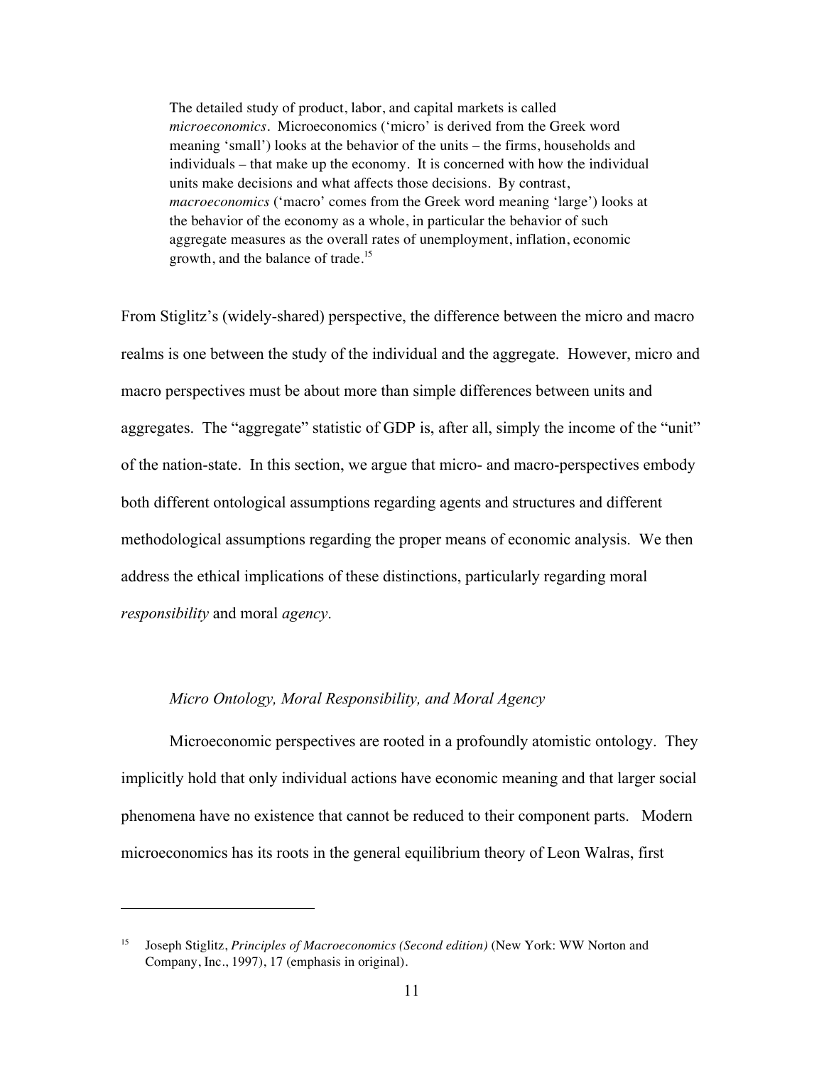> The detailed study of product, labor, and capital markets is called *microeconomics*. Microeconomics ('micro' is derived from the Greek word meaning 'small') looks at the behavior of the units – the firms, households and individuals – that make up the economy. It is concerned with how the individual units make decisions and what affects those decisions. By contrast, *macroeconomics* ('macro' comes from the Greek word meaning 'large') looks at the behavior of the economy as a whole, in particular the behavior of such aggregate measures as the overall rates of unemployment, inflation, economic growth, and the balance of trade.[15]

From Stiglitz's (widely-shared) perspective, the difference between the micro and macro realms is one between the study of the individual and the aggregate. However, micro and macro perspectives must be about more than simple differences between units and aggregates. The "aggregate" statistic of GDP is, after all, simply the income of the "unit" of the nation-state. In this section, we argue that micro- and macro-perspectives embody both different ontological assumptions regarding agents and structures and different methodological assumptions regarding the proper means of economic analysis. We then address the ethical implications of these distinctions, particularly regarding moral *responsibility* and moral *agency*.

### *Micro Ontology, Moral Responsibility, and Moral Agency*

Microeconomic perspectives are rooted in a profoundly atomistic ontology. They implicitly hold that only individual actions have economic meaning and that larger social phenomena have no existence that cannot be reduced to their component parts. Modern microeconomics has its roots in the general equilibrium theory of Leon Walras, first

---

[15] Joseph Stiglitz, *Principles of Macroeconomics (Second edition)* (New York: WW Norton and Company, Inc., 1997), 17 (emphasis in original).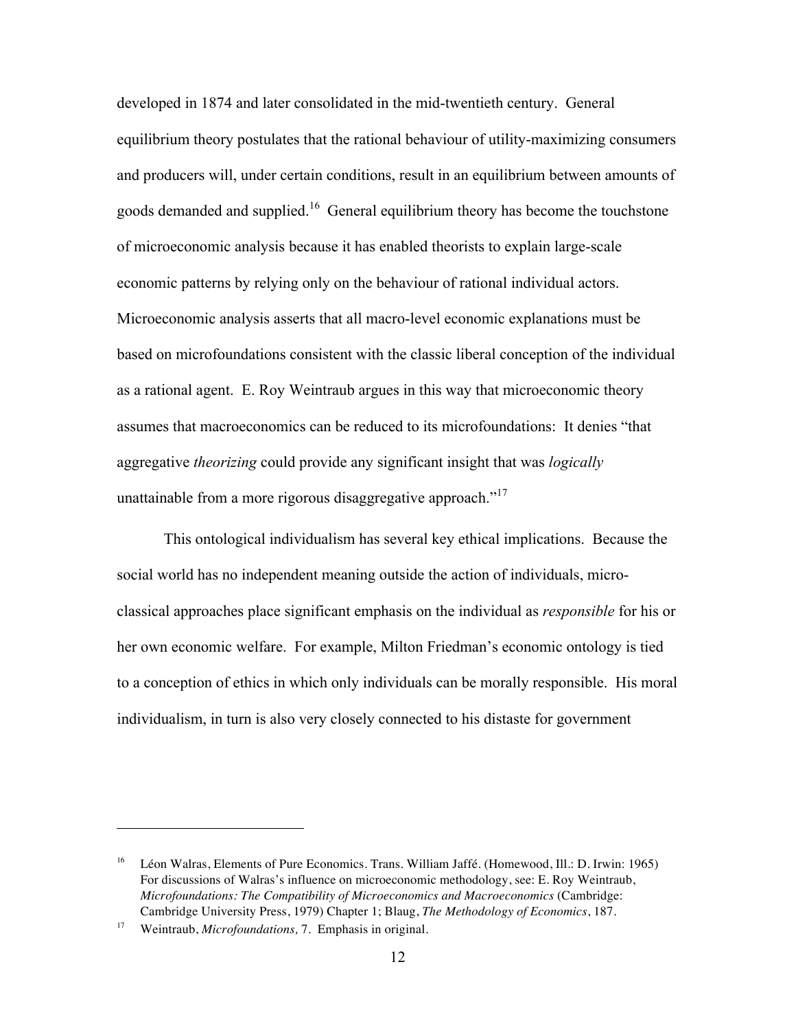developed in 1874 and later consolidated in the mid-twentieth century. General equilibrium theory postulates that the rational behaviour of utility-maximizing consumers and producers will, under certain conditions, result in an equilibrium between amounts of goods demanded and supplied.[16] General equilibrium theory has become the touchstone of microeconomic analysis because it has enabled theorists to explain large-scale economic patterns by relying only on the behaviour of rational individual actors. Microeconomic analysis asserts that all macro-level economic explanations must be based on microfoundations consistent with the classic liberal conception of the individual as a rational agent. E. Roy Weintraub argues in this way that microeconomic theory assumes that macroeconomics can be reduced to its microfoundations: It denies "that aggregative *theorizing* could provide any significant insight that was *logically* unattainable from a more rigorous disaggregative approach."[17]

This ontological individualism has several key ethical implications. Because the social world has no independent meaning outside the action of individuals, micro-classical approaches place significant emphasis on the individual as *responsible* for his or her own economic welfare. For example, Milton Friedman's economic ontology is tied to a conception of ethics in which only individuals can be morally responsible. His moral individualism, in turn is also very closely connected to his distaste for government

---

[16] Léon Walras, Elements of Pure Economics. Trans. William Jaffé. (Homewood, Ill.: D. Irwin: 1965) For discussions of Walras's influence on microeconomic methodology, see: E. Roy Weintraub, *Microfoundations: The Compatibility of Microeconomics and Macroeconomics* (Cambridge: Cambridge University Press, 1979) Chapter 1; Blaug, *The Methodology of Economics*, 187.

[17] Weintraub, *Microfoundations,* 7. Emphasis in original.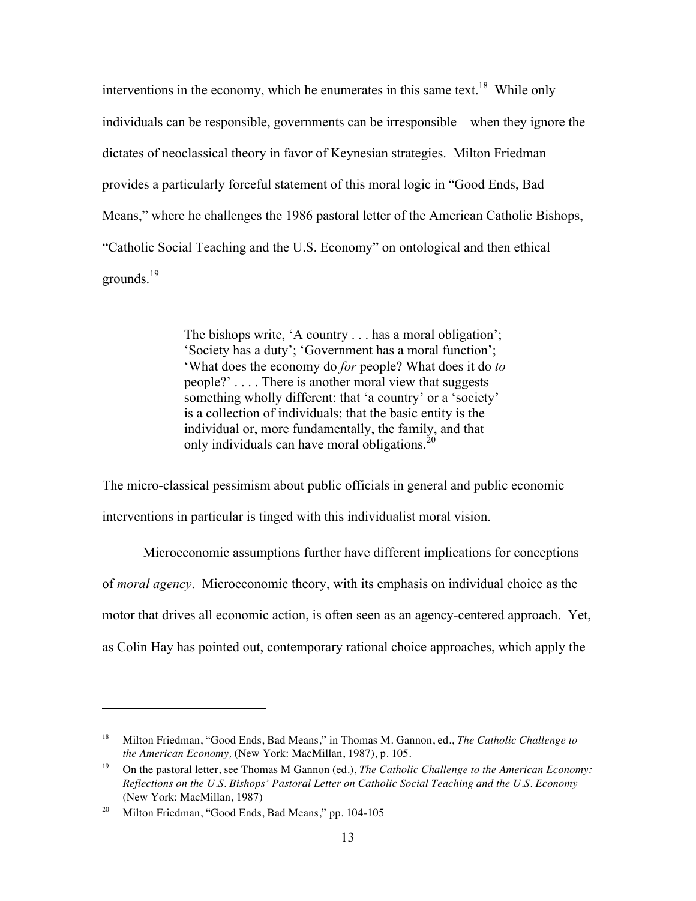interventions in the economy, which he enumerates in this same text.[18] While only individuals can be responsible, governments can be irresponsible—when they ignore the dictates of neoclassical theory in favor of Keynesian strategies. Milton Friedman provides a particularly forceful statement of this moral logic in "Good Ends, Bad Means," where he challenges the 1986 pastoral letter of the American Catholic Bishops, "Catholic Social Teaching and the U.S. Economy" on ontological and then ethical grounds.[19]

> The bishops write, 'A country . . . has a moral obligation'; 'Society has a duty'; 'Government has a moral function'; 'What does the economy do *for* people? What does it do *to* people?' . . . . There is another moral view that suggests something wholly different: that 'a country' or a 'society' is a collection of individuals; that the basic entity is the individual or, more fundamentally, the family, and that only individuals can have moral obligations.[20]

The micro-classical pessimism about public officials in general and public economic interventions in particular is tinged with this individualist moral vision.

Microeconomic assumptions further have different implications for conceptions of *moral agency*. Microeconomic theory, with its emphasis on individual choice as the motor that drives all economic action, is often seen as an agency-centered approach. Yet, as Colin Hay has pointed out, contemporary rational choice approaches, which apply the

---

[18] Milton Friedman, "Good Ends, Bad Means," in Thomas M. Gannon, ed., *The Catholic Challenge to the American Economy,* (New York: MacMillan, 1987), p. 105.

[19] On the pastoral letter, see Thomas M Gannon (ed.), *The Catholic Challenge to the American Economy: Reflections on the U.S. Bishops' Pastoral Letter on Catholic Social Teaching and the U.S. Economy* (New York: MacMillan, 1987)

[20] Milton Friedman, "Good Ends, Bad Means," pp. 104-105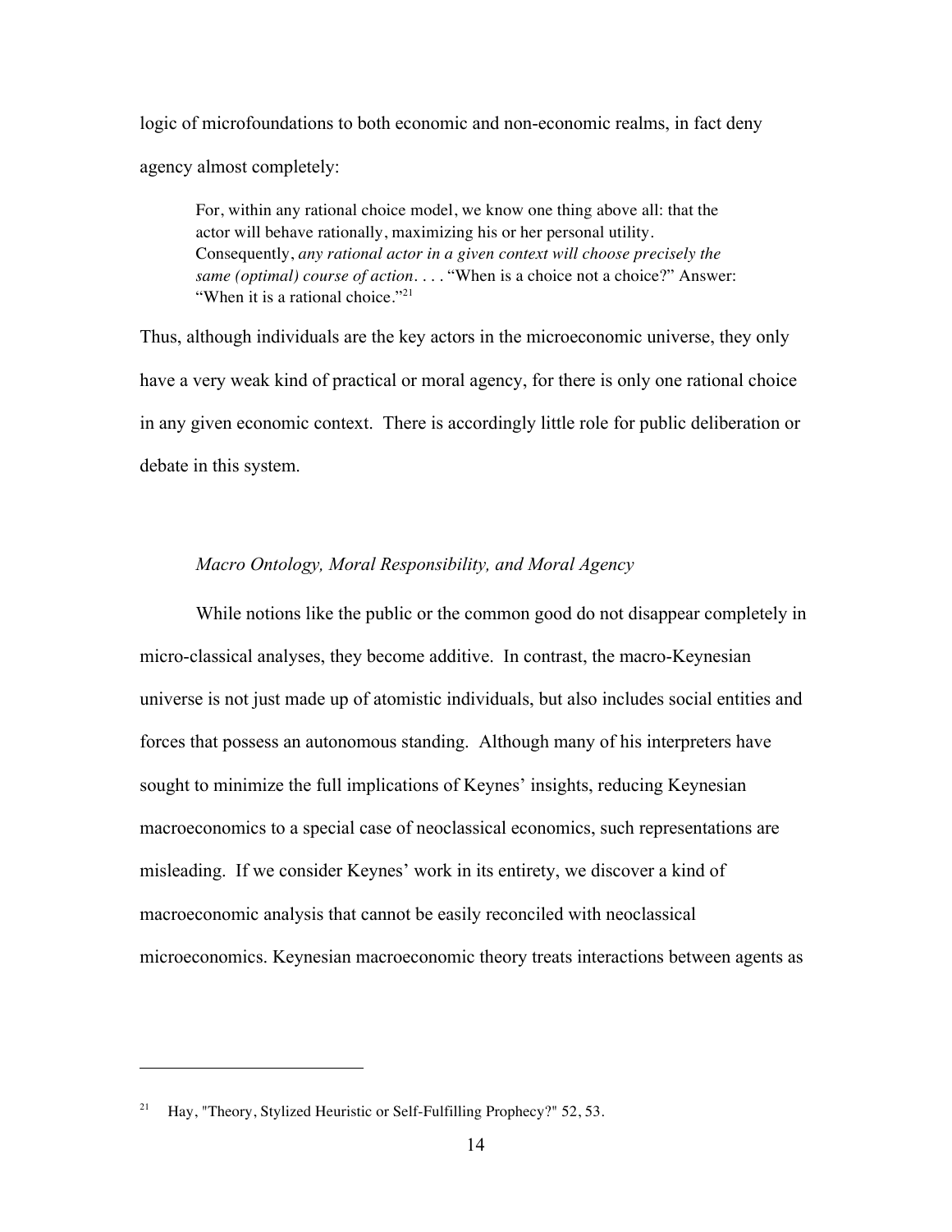logic of microfoundations to both economic and non-economic realms, in fact deny agency almost completely:

> For, within any rational choice model, we know one thing above all: that the actor will behave rationally, maximizing his or her personal utility. Consequently, *any rational actor in a given context will choose precisely the same (optimal) course of action*. . . . "When is a choice not a choice?" Answer: "When it is a rational choice."[21]

Thus, although individuals are the key actors in the microeconomic universe, they only have a very weak kind of practical or moral agency, for there is only one rational choice in any given economic context. There is accordingly little role for public deliberation or debate in this system.

### *Macro Ontology, Moral Responsibility, and Moral Agency*

While notions like the public or the common good do not disappear completely in micro-classical analyses, they become additive. In contrast, the macro-Keynesian universe is not just made up of atomistic individuals, but also includes social entities and forces that possess an autonomous standing. Although many of his interpreters have sought to minimize the full implications of Keynes' insights, reducing Keynesian macroeconomics to a special case of neoclassical economics, such representations are misleading. If we consider Keynes' work in its entirety, we discover a kind of macroeconomic analysis that cannot be easily reconciled with neoclassical microeconomics. Keynesian macroeconomic theory treats interactions between agents as

---

[21] Hay, "Theory, Stylized Heuristic or Self-Fulfilling Prophecy?" 52, 53.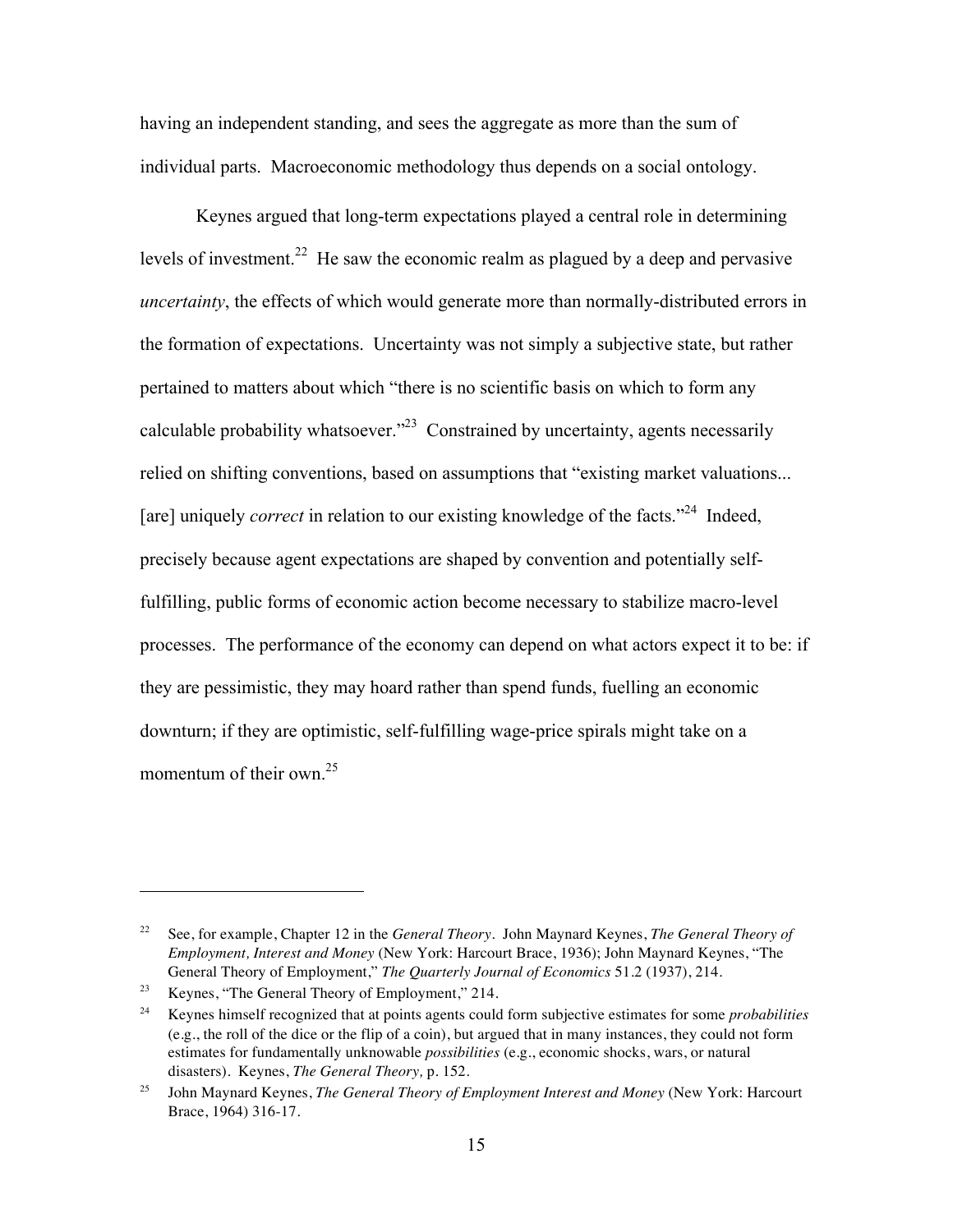having an independent standing, and sees the aggregate as more than the sum of individual parts. Macroeconomic methodology thus depends on a social ontology.

Keynes argued that long-term expectations played a central role in determining levels of investment.[22] He saw the economic realm as plagued by a deep and pervasive *uncertainty*, the effects of which would generate more than normally-distributed errors in the formation of expectations. Uncertainty was not simply a subjective state, but rather pertained to matters about which "there is no scientific basis on which to form any calculable probability whatsoever."[23] Constrained by uncertainty, agents necessarily relied on shifting conventions, based on assumptions that "existing market valuations... [are] uniquely *correct* in relation to our existing knowledge of the facts."[24] Indeed, precisely because agent expectations are shaped by convention and potentially self-fulfilling, public forms of economic action become necessary to stabilize macro-level processes. The performance of the economy can depend on what actors expect it to be: if they are pessimistic, they may hoard rather than spend funds, fuelling an economic downturn; if they are optimistic, self-fulfilling wage-price spirals might take on a momentum of their own.[25]

---

[22] See, for example, Chapter 12 in the *General Theory*. John Maynard Keynes, *The General Theory of Employment, Interest and Money* (New York: Harcourt Brace, 1936); John Maynard Keynes, "The General Theory of Employment," *The Quarterly Journal of Economics* 51.2 (1937), 214.

[23] Keynes, "The General Theory of Employment," 214.

[24] Keynes himself recognized that at points agents could form subjective estimates for some *probabilities* (e.g., the roll of the dice or the flip of a coin), but argued that in many instances, they could not form estimates for fundamentally unknowable *possibilities* (e.g., economic shocks, wars, or natural disasters). Keynes, *The General Theory,* p. 152.

[25] John Maynard Keynes, *The General Theory of Employment Interest and Money* (New York: Harcourt Brace, 1964) 316-17.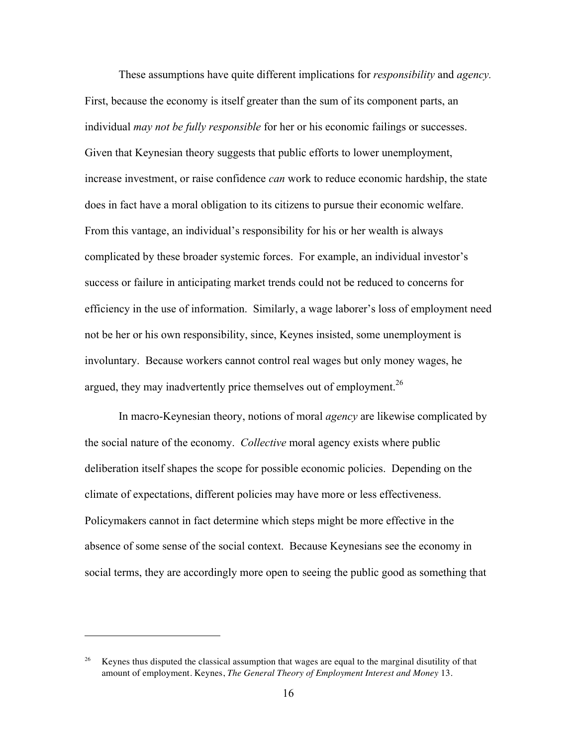These assumptions have quite different implications for *responsibility* and *agency.* First, because the economy is itself greater than the sum of its component parts, an individual *may not be fully responsible* for her or his economic failings or successes. Given that Keynesian theory suggests that public efforts to lower unemployment, increase investment, or raise confidence *can* work to reduce economic hardship, the state does in fact have a moral obligation to its citizens to pursue their economic welfare. From this vantage, an individual's responsibility for his or her wealth is always complicated by these broader systemic forces. For example, an individual investor's success or failure in anticipating market trends could not be reduced to concerns for efficiency in the use of information. Similarly, a wage laborer's loss of employment need not be her or his own responsibility, since, Keynes insisted, some unemployment is involuntary. Because workers cannot control real wages but only money wages, he argued, they may inadvertently price themselves out of employment.[26]

In macro-Keynesian theory, notions of moral *agency* are likewise complicated by the social nature of the economy. *Collective* moral agency exists where public deliberation itself shapes the scope for possible economic policies. Depending on the climate of expectations, different policies may have more or less effectiveness. Policymakers cannot in fact determine which steps might be more effective in the absence of some sense of the social context. Because Keynesians see the economy in social terms, they are accordingly more open to seeing the public good as something that

---

[26] Keynes thus disputed the classical assumption that wages are equal to the marginal disutility of that amount of employment. Keynes, *The General Theory of Employment Interest and Money* 13.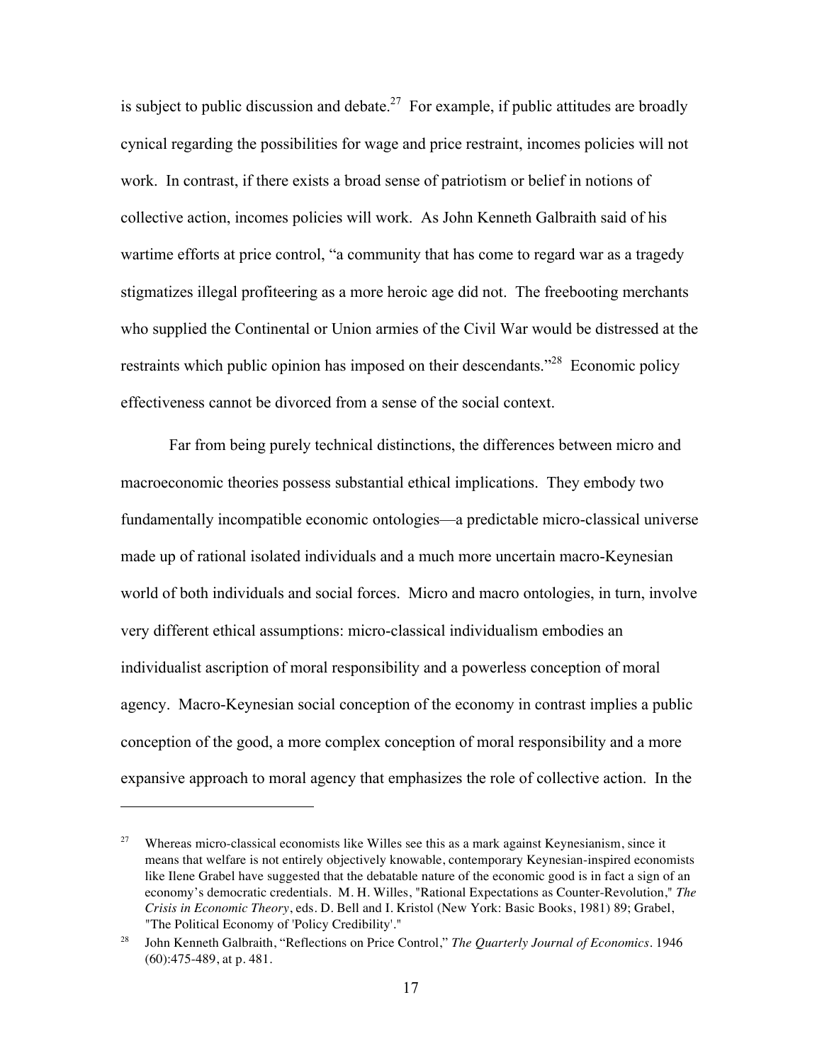is subject to public discussion and debate.[27] For example, if public attitudes are broadly cynical regarding the possibilities for wage and price restraint, incomes policies will not work. In contrast, if there exists a broad sense of patriotism or belief in notions of collective action, incomes policies will work. As John Kenneth Galbraith said of his wartime efforts at price control, "a community that has come to regard war as a tragedy stigmatizes illegal profiteering as a more heroic age did not. The freebooting merchants who supplied the Continental or Union armies of the Civil War would be distressed at the restraints which public opinion has imposed on their descendants."[28] Economic policy effectiveness cannot be divorced from a sense of the social context.

Far from being purely technical distinctions, the differences between micro and macroeconomic theories possess substantial ethical implications. They embody two fundamentally incompatible economic ontologies—a predictable micro-classical universe made up of rational isolated individuals and a much more uncertain macro-Keynesian world of both individuals and social forces. Micro and macro ontologies, in turn, involve very different ethical assumptions: micro-classical individualism embodies an individualist ascription of moral responsibility and a powerless conception of moral agency. Macro-Keynesian social conception of the economy in contrast implies a public conception of the good, a more complex conception of moral responsibility and a more expansive approach to moral agency that emphasizes the role of collective action. In the

---

[27] Whereas micro-classical economists like Willes see this as a mark against Keynesianism, since it means that welfare is not entirely objectively knowable, contemporary Keynesian-inspired economists like Ilene Grabel have suggested that the debatable nature of the economic good is in fact a sign of an economy's democratic credentials. M. H. Willes, "Rational Expectations as Counter-Revolution," *The Crisis in Economic Theory*, eds. D. Bell and I. Kristol (New York: Basic Books, 1981) 89; Grabel, "The Political Economy of 'Policy Credibility'."

[28] John Kenneth Galbraith, "Reflections on Price Control," *The Quarterly Journal of Economics*. 1946 (60):475-489, at p. 481.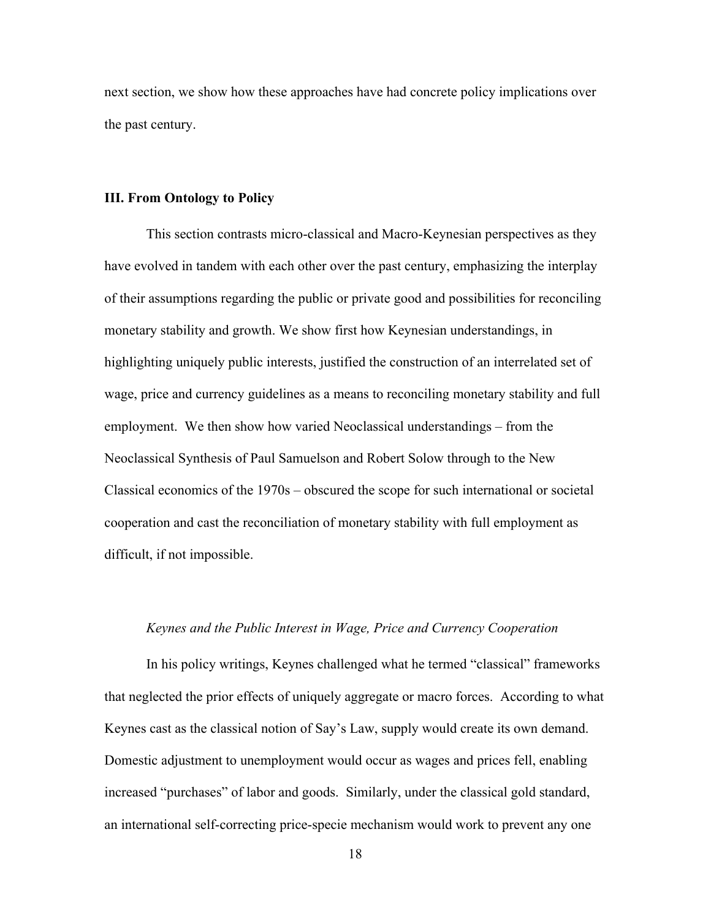next section, we show how these approaches have had concrete policy implications over the past century.

## III. From Ontology to Policy

This section contrasts micro-classical and Macro-Keynesian perspectives as they have evolved in tandem with each other over the past century, emphasizing the interplay of their assumptions regarding the public or private good and possibilities for reconciling monetary stability and growth. We show first how Keynesian understandings, in highlighting uniquely public interests, justified the construction of an interrelated set of wage, price and currency guidelines as a means to reconciling monetary stability and full employment. We then show how varied Neoclassical understandings – from the Neoclassical Synthesis of Paul Samuelson and Robert Solow through to the New Classical economics of the 1970s – obscured the scope for such international or societal cooperation and cast the reconciliation of monetary stability with full employment as difficult, if not impossible.

### *Keynes and the Public Interest in Wage, Price and Currency Cooperation*

In his policy writings, Keynes challenged what he termed "classical" frameworks that neglected the prior effects of uniquely aggregate or macro forces. According to what Keynes cast as the classical notion of Say's Law, supply would create its own demand. Domestic adjustment to unemployment would occur as wages and prices fell, enabling increased "purchases" of labor and goods. Similarly, under the classical gold standard, an international self-correcting price-specie mechanism would work to prevent any one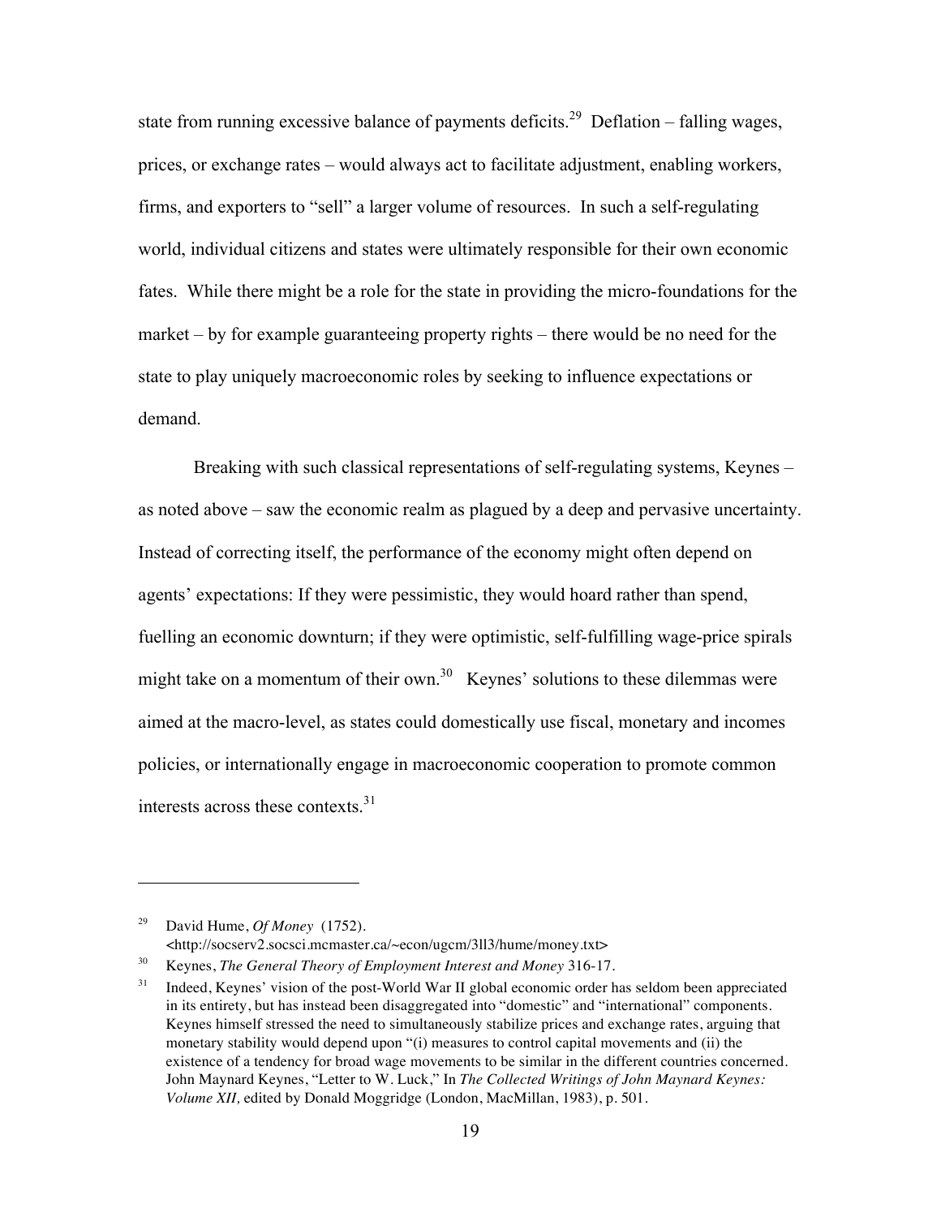state from running excessive balance of payments deficits.[29] Deflation – falling wages, prices, or exchange rates – would always act to facilitate adjustment, enabling workers, firms, and exporters to "sell" a larger volume of resources. In such a self-regulating world, individual citizens and states were ultimately responsible for their own economic fates. While there might be a role for the state in providing the micro-foundations for the market – by for example guaranteeing property rights – there would be no need for the state to play uniquely macroeconomic roles by seeking to influence expectations or demand.

Breaking with such classical representations of self-regulating systems, Keynes – as noted above – saw the economic realm as plagued by a deep and pervasive uncertainty. Instead of correcting itself, the performance of the economy might often depend on agents' expectations: If they were pessimistic, they would hoard rather than spend, fuelling an economic downturn; if they were optimistic, self-fulfilling wage-price spirals might take on a momentum of their own.[30] Keynes' solutions to these dilemmas were aimed at the macro-level, as states could domestically use fiscal, monetary and incomes policies, or internationally engage in macroeconomic cooperation to promote common interests across these contexts.[31]

---

[29] David Hume, *Of Money* (1752). <http://socserv2.socsci.mcmaster.ca/~econ/ugcm/3ll3/hume/money.txt>

[30] Keynes, *The General Theory of Employment Interest and Money* 316-17.

[31] Indeed, Keynes' vision of the post-World War II global economic order has seldom been appreciated in its entirety, but has instead been disaggregated into "domestic" and "international" components. Keynes himself stressed the need to simultaneously stabilize prices and exchange rates, arguing that monetary stability would depend upon "(i) measures to control capital movements and (ii) the existence of a tendency for broad wage movements to be similar in the different countries concerned. John Maynard Keynes, "Letter to W. Luck," In *The Collected Writings of John Maynard Keynes: Volume XII,* edited by Donald Moggridge (London, MacMillan, 1983), p. 501.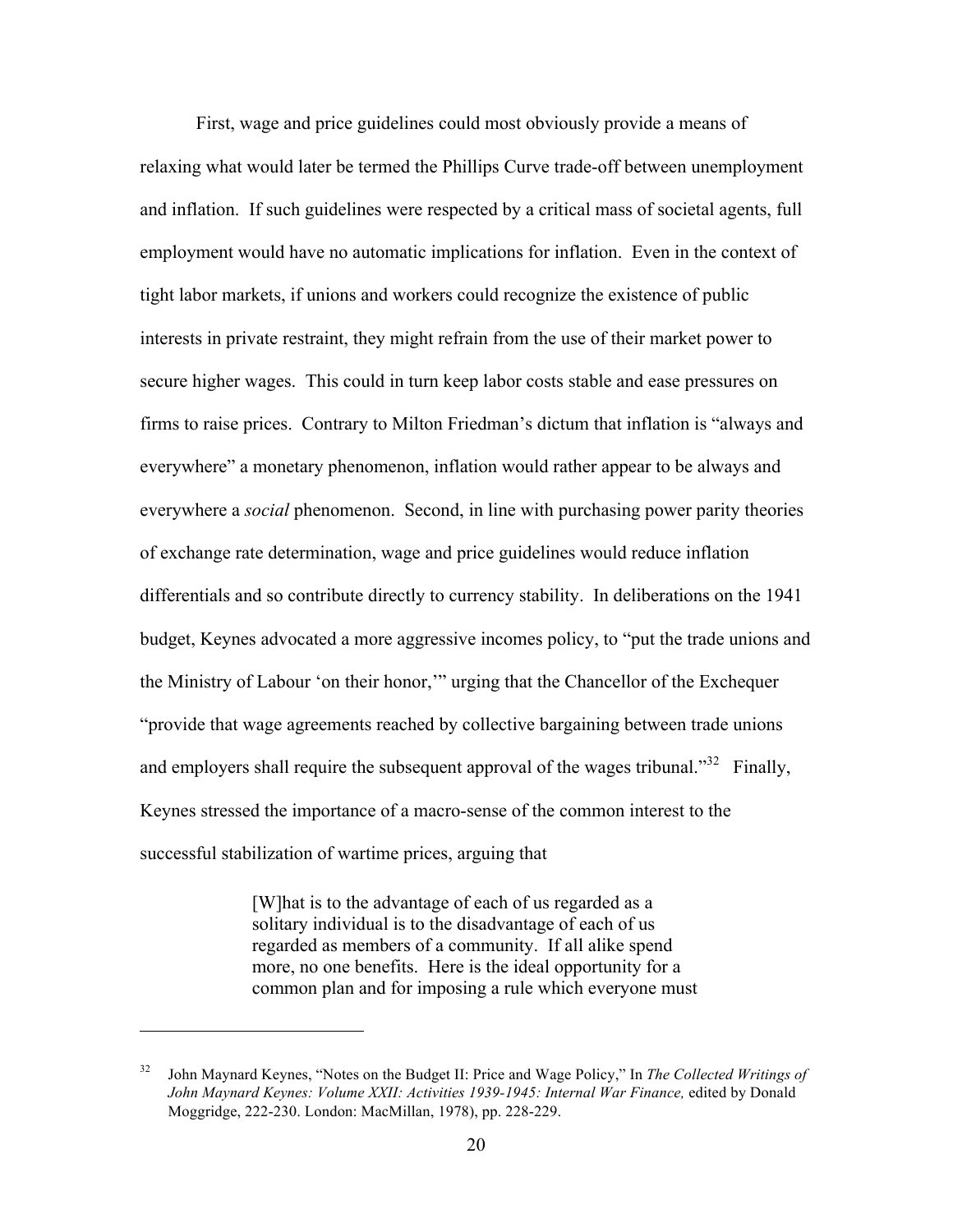First, wage and price guidelines could most obviously provide a means of relaxing what would later be termed the Phillips Curve trade-off between unemployment and inflation. If such guidelines were respected by a critical mass of societal agents, full employment would have no automatic implications for inflation. Even in the context of tight labor markets, if unions and workers could recognize the existence of public interests in private restraint, they might refrain from the use of their market power to secure higher wages. This could in turn keep labor costs stable and ease pressures on firms to raise prices. Contrary to Milton Friedman's dictum that inflation is "always and everywhere" a monetary phenomenon, inflation would rather appear to be always and everywhere a *social* phenomenon. Second, in line with purchasing power parity theories of exchange rate determination, wage and price guidelines would reduce inflation differentials and so contribute directly to currency stability. In deliberations on the 1941 budget, Keynes advocated a more aggressive incomes policy, to "put the trade unions and the Ministry of Labour 'on their honor,'" urging that the Chancellor of the Exchequer "provide that wage agreements reached by collective bargaining between trade unions and employers shall require the subsequent approval of the wages tribunal."[32] Finally, Keynes stressed the importance of a macro-sense of the common interest to the successful stabilization of wartime prices, arguing that

> [W]hat is to the advantage of each of us regarded as a solitary individual is to the disadvantage of each of us regarded as members of a community. If all alike spend more, no one benefits. Here is the ideal opportunity for a common plan and for imposing a rule which everyone must

---

[32] John Maynard Keynes, "Notes on the Budget II: Price and Wage Policy," In *The Collected Writings of John Maynard Keynes: Volume XXII: Activities 1939-1945: Internal War Finance,* edited by Donald Moggridge, 222-230. London: MacMillan, 1978), pp. 228-229.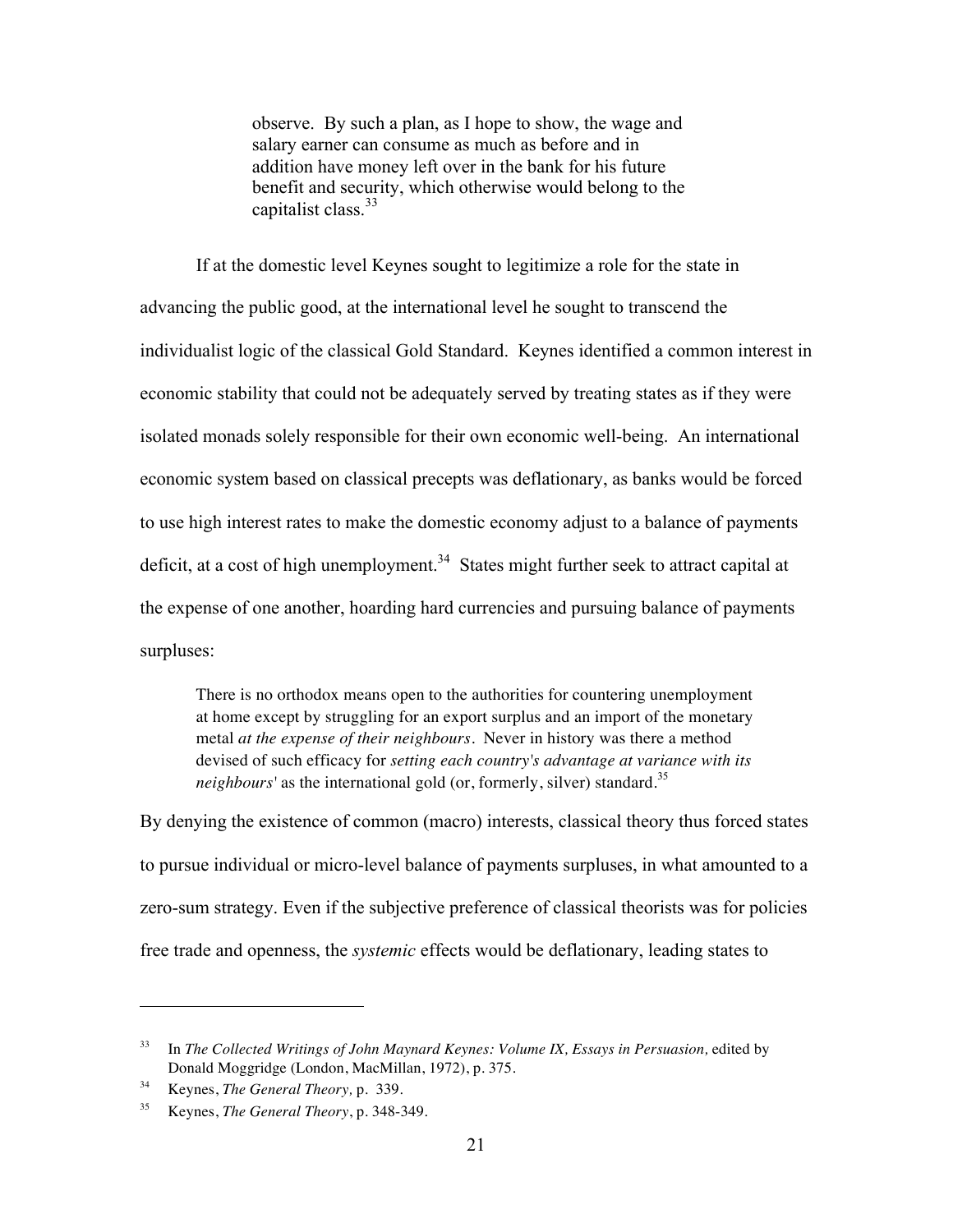> observe. By such a plan, as I hope to show, the wage and salary earner can consume as much as before and in addition have money left over in the bank for his future benefit and security, which otherwise would belong to the capitalist class.[33]

If at the domestic level Keynes sought to legitimize a role for the state in advancing the public good, at the international level he sought to transcend the individualist logic of the classical Gold Standard. Keynes identified a common interest in economic stability that could not be adequately served by treating states as if they were isolated monads solely responsible for their own economic well-being. An international economic system based on classical precepts was deflationary, as banks would be forced to use high interest rates to make the domestic economy adjust to a balance of payments deficit, at a cost of high unemployment.[34] States might further seek to attract capital at the expense of one another, hoarding hard currencies and pursuing balance of payments surpluses:

> There is no orthodox means open to the authorities for countering unemployment at home except by struggling for an export surplus and an import of the monetary metal *at the expense of their neighbours*. Never in history was there a method devised of such efficacy for *setting each country's advantage at variance with its neighbours'* as the international gold (or, formerly, silver) standard.[35]

By denying the existence of common (macro) interests, classical theory thus forced states to pursue individual or micro-level balance of payments surpluses, in what amounted to a zero-sum strategy. Even if the subjective preference of classical theorists was for policies free trade and openness, the *systemic* effects would be deflationary, leading states to

---

[33] In *The Collected Writings of John Maynard Keynes: Volume IX, Essays in Persuasion,* edited by Donald Moggridge (London, MacMillan, 1972), p. 375.

[34] Keynes, *The General Theory,* p. 339.

[35] Keynes, *The General Theory*, p. 348-349.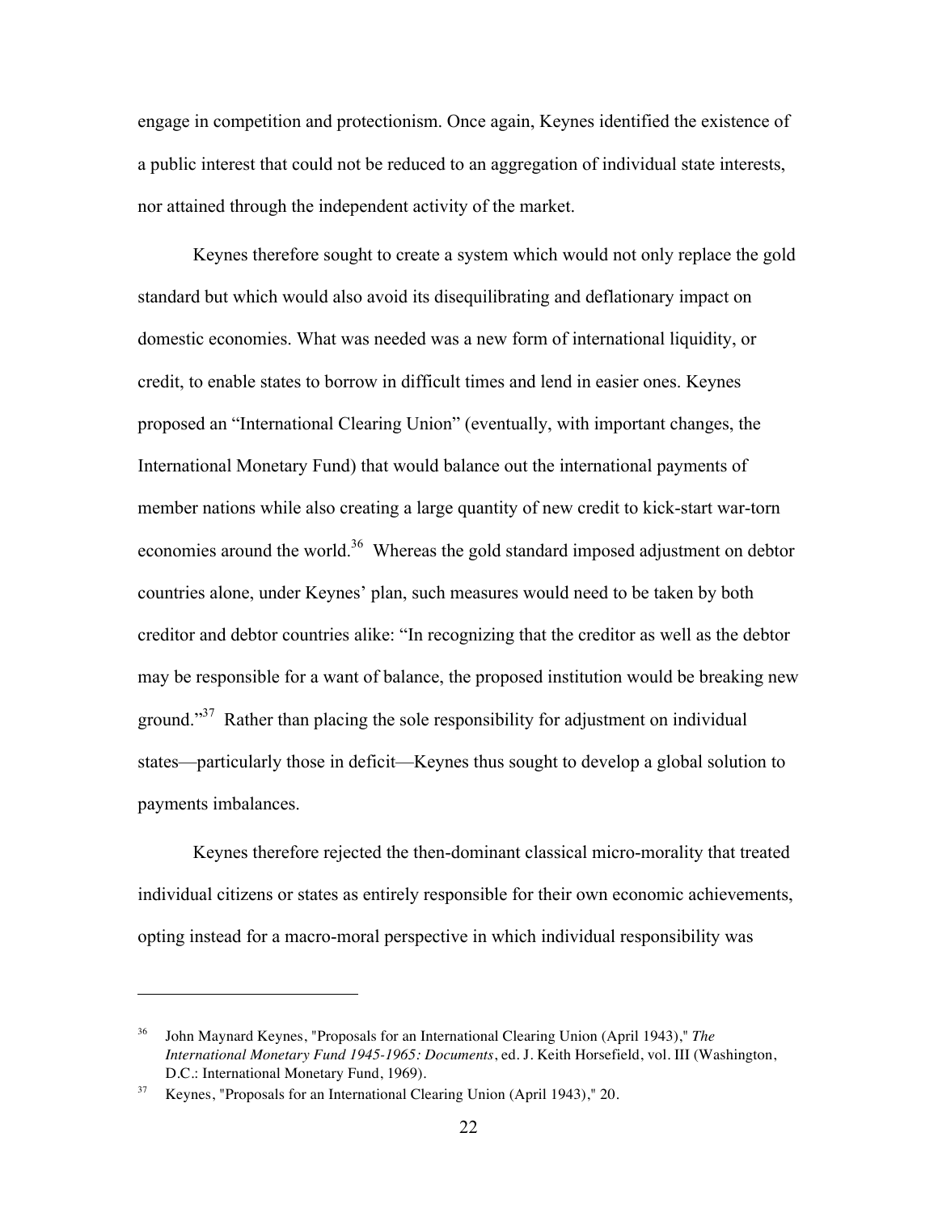engage in competition and protectionism. Once again, Keynes identified the existence of a public interest that could not be reduced to an aggregation of individual state interests, nor attained through the independent activity of the market.

Keynes therefore sought to create a system which would not only replace the gold standard but which would also avoid its disequilibrating and deflationary impact on domestic economies. What was needed was a new form of international liquidity, or credit, to enable states to borrow in difficult times and lend in easier ones. Keynes proposed an "International Clearing Union" (eventually, with important changes, the International Monetary Fund) that would balance out the international payments of member nations while also creating a large quantity of new credit to kick-start war-torn economies around the world.[36] Whereas the gold standard imposed adjustment on debtor countries alone, under Keynes' plan, such measures would need to be taken by both creditor and debtor countries alike: "In recognizing that the creditor as well as the debtor may be responsible for a want of balance, the proposed institution would be breaking new ground."[37] Rather than placing the sole responsibility for adjustment on individual states—particularly those in deficit—Keynes thus sought to develop a global solution to payments imbalances.

Keynes therefore rejected the then-dominant classical micro-morality that treated individual citizens or states as entirely responsible for their own economic achievements, opting instead for a macro-moral perspective in which individual responsibility was

---

[36] John Maynard Keynes, "Proposals for an International Clearing Union (April 1943)," *The International Monetary Fund 1945-1965: Documents*, ed. J. Keith Horsefield, vol. III (Washington, D.C.: International Monetary Fund, 1969).

[37] Keynes, "Proposals for an International Clearing Union (April 1943)," 20.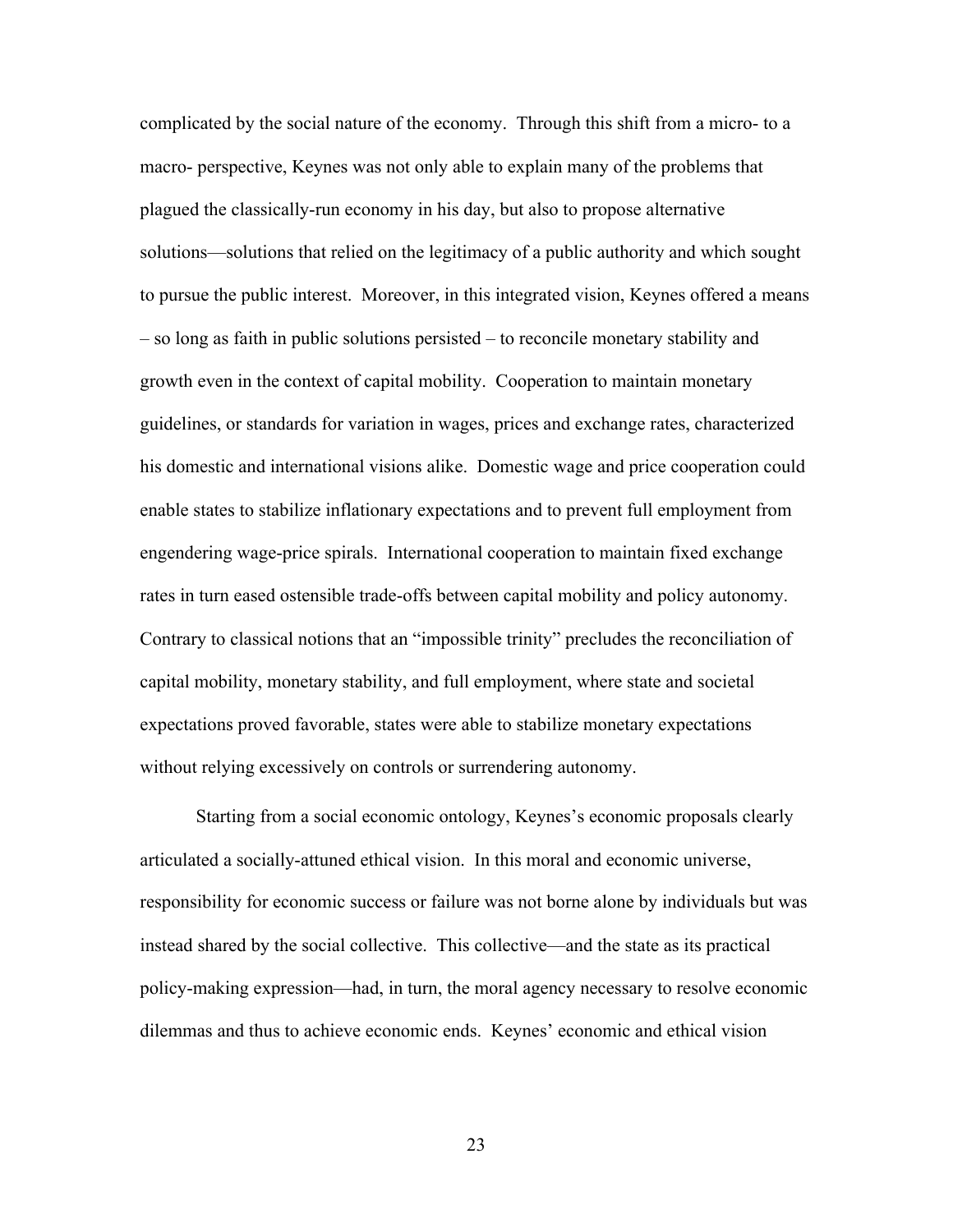complicated by the social nature of the economy. Through this shift from a micro- to a macro- perspective, Keynes was not only able to explain many of the problems that plagued the classically-run economy in his day, but also to propose alternative solutions—solutions that relied on the legitimacy of a public authority and which sought to pursue the public interest. Moreover, in this integrated vision, Keynes offered a means – so long as faith in public solutions persisted – to reconcile monetary stability and growth even in the context of capital mobility. Cooperation to maintain monetary guidelines, or standards for variation in wages, prices and exchange rates, characterized his domestic and international visions alike. Domestic wage and price cooperation could enable states to stabilize inflationary expectations and to prevent full employment from engendering wage-price spirals. International cooperation to maintain fixed exchange rates in turn eased ostensible trade-offs between capital mobility and policy autonomy. Contrary to classical notions that an "impossible trinity" precludes the reconciliation of capital mobility, monetary stability, and full employment, where state and societal expectations proved favorable, states were able to stabilize monetary expectations without relying excessively on controls or surrendering autonomy.

Starting from a social economic ontology, Keynes's economic proposals clearly articulated a socially-attuned ethical vision. In this moral and economic universe, responsibility for economic success or failure was not borne alone by individuals but was instead shared by the social collective. This collective—and the state as its practical policy-making expression—had, in turn, the moral agency necessary to resolve economic dilemmas and thus to achieve economic ends. Keynes' economic and ethical vision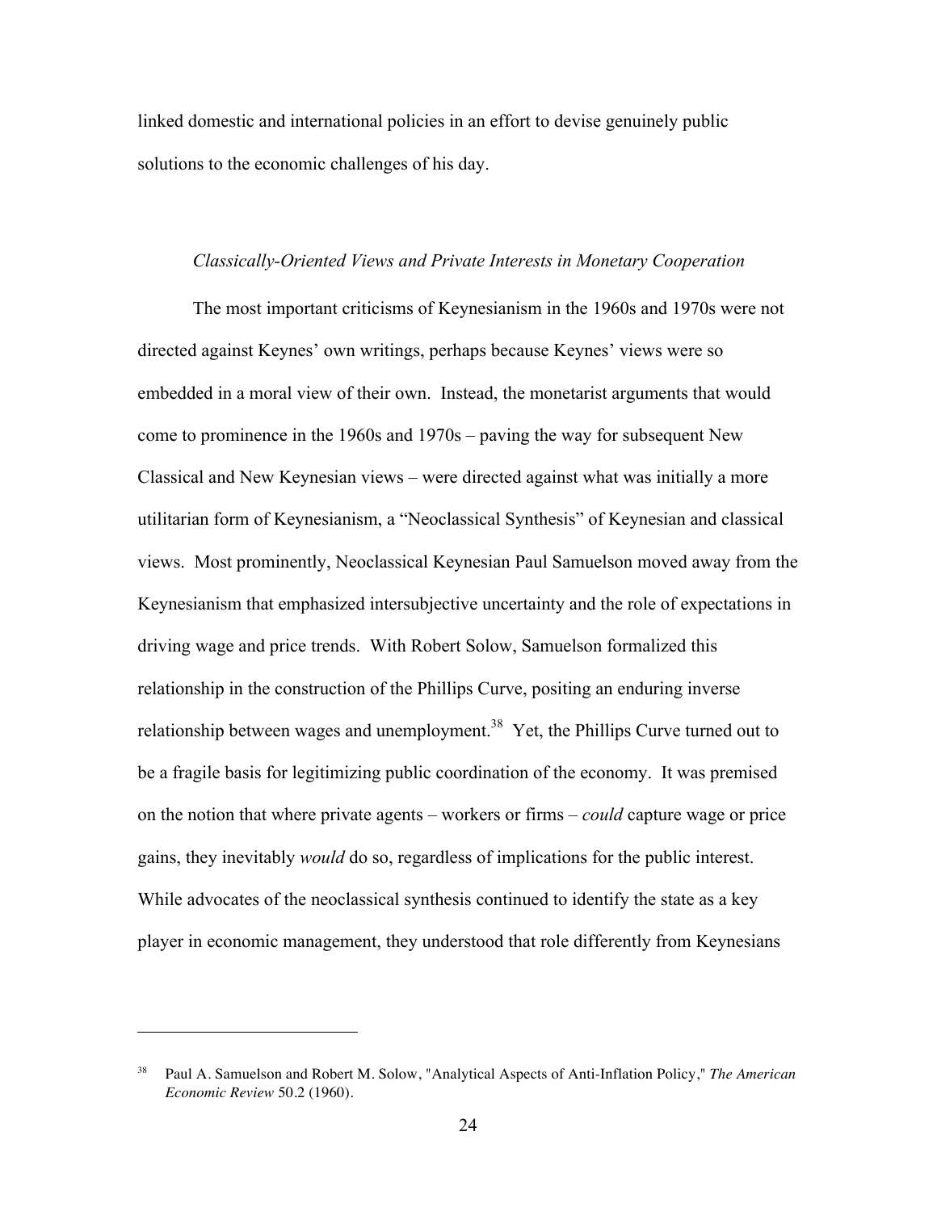linked domestic and international policies in an effort to devise genuinely public solutions to the economic challenges of his day.

### *Classically-Oriented Views and Private Interests in Monetary Cooperation*

The most important criticisms of Keynesianism in the 1960s and 1970s were not directed against Keynes' own writings, perhaps because Keynes' views were so embedded in a moral view of their own. Instead, the monetarist arguments that would come to prominence in the 1960s and 1970s – paving the way for subsequent New Classical and New Keynesian views – were directed against what was initially a more utilitarian form of Keynesianism, a "Neoclassical Synthesis" of Keynesian and classical views. Most prominently, Neoclassical Keynesian Paul Samuelson moved away from the Keynesianism that emphasized intersubjective uncertainty and the role of expectations in driving wage and price trends. With Robert Solow, Samuelson formalized this relationship in the construction of the Phillips Curve, positing an enduring inverse relationship between wages and unemployment.[38] Yet, the Phillips Curve turned out to be a fragile basis for legitimizing public coordination of the economy. It was premised on the notion that where private agents – workers or firms – *could* capture wage or price gains, they inevitably *would* do so, regardless of implications for the public interest. While advocates of the neoclassical synthesis continued to identify the state as a key player in economic management, they understood that role differently from Keynesians

---

[38] Paul A. Samuelson and Robert M. Solow, "Analytical Aspects of Anti-Inflation Policy," *The American Economic Review* 50.2 (1960).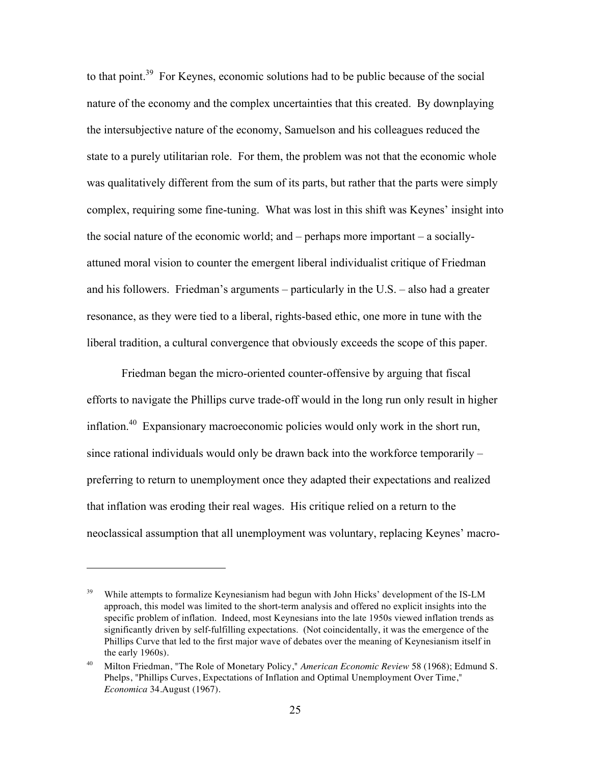to that point.[39] For Keynes, economic solutions had to be public because of the social nature of the economy and the complex uncertainties that this created. By downplaying the intersubjective nature of the economy, Samuelson and his colleagues reduced the state to a purely utilitarian role. For them, the problem was not that the economic whole was qualitatively different from the sum of its parts, but rather that the parts were simply complex, requiring some fine-tuning. What was lost in this shift was Keynes' insight into the social nature of the economic world; and – perhaps more important – a socially-attuned moral vision to counter the emergent liberal individualist critique of Friedman and his followers. Friedman's arguments – particularly in the U.S. – also had a greater resonance, as they were tied to a liberal, rights-based ethic, one more in tune with the liberal tradition, a cultural convergence that obviously exceeds the scope of this paper.

Friedman began the micro-oriented counter-offensive by arguing that fiscal efforts to navigate the Phillips curve trade-off would in the long run only result in higher inflation.[40] Expansionary macroeconomic policies would only work in the short run, since rational individuals would only be drawn back into the workforce temporarily – preferring to return to unemployment once they adapted their expectations and realized that inflation was eroding their real wages. His critique relied on a return to the neoclassical assumption that all unemployment was voluntary, replacing Keynes' macro-

---

[39] While attempts to formalize Keynesianism had begun with John Hicks' development of the IS-LM approach, this model was limited to the short-term analysis and offered no explicit insights into the specific problem of inflation. Indeed, most Keynesians into the late 1950s viewed inflation trends as significantly driven by self-fulfilling expectations. (Not coincidentally, it was the emergence of the Phillips Curve that led to the first major wave of debates over the meaning of Keynesianism itself in the early 1960s).

[40] Milton Friedman, "The Role of Monetary Policy," *American Economic Review* 58 (1968); Edmund S. Phelps, "Phillips Curves, Expectations of Inflation and Optimal Unemployment Over Time," *Economica* 34.August (1967).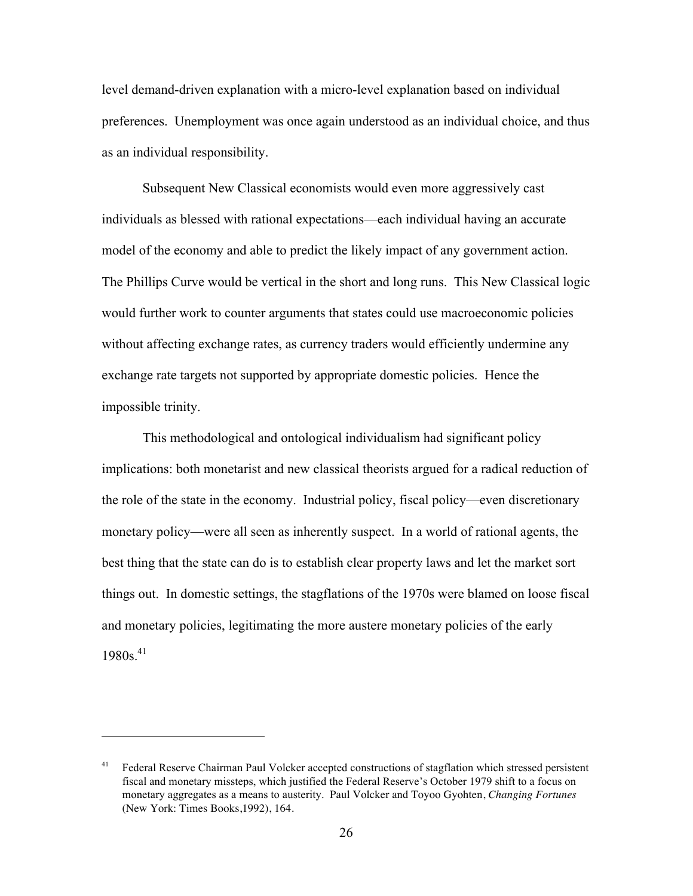level demand-driven explanation with a micro-level explanation based on individual preferences. Unemployment was once again understood as an individual choice, and thus as an individual responsibility.

Subsequent New Classical economists would even more aggressively cast individuals as blessed with rational expectations—each individual having an accurate model of the economy and able to predict the likely impact of any government action. The Phillips Curve would be vertical in the short and long runs. This New Classical logic would further work to counter arguments that states could use macroeconomic policies without affecting exchange rates, as currency traders would efficiently undermine any exchange rate targets not supported by appropriate domestic policies. Hence the impossible trinity.

This methodological and ontological individualism had significant policy implications: both monetarist and new classical theorists argued for a radical reduction of the role of the state in the economy. Industrial policy, fiscal policy—even discretionary monetary policy—were all seen as inherently suspect. In a world of rational agents, the best thing that the state can do is to establish clear property laws and let the market sort things out. In domestic settings, the stagflations of the 1970s were blamed on loose fiscal and monetary policies, legitimating the more austere monetary policies of the early 1980s.[41]

---

[41] Federal Reserve Chairman Paul Volcker accepted constructions of stagflation which stressed persistent fiscal and monetary missteps, which justified the Federal Reserve's October 1979 shift to a focus on monetary aggregates as a means to austerity. Paul Volcker and Toyoo Gyohten, *Changing Fortunes* (New York: Times Books,1992), 164.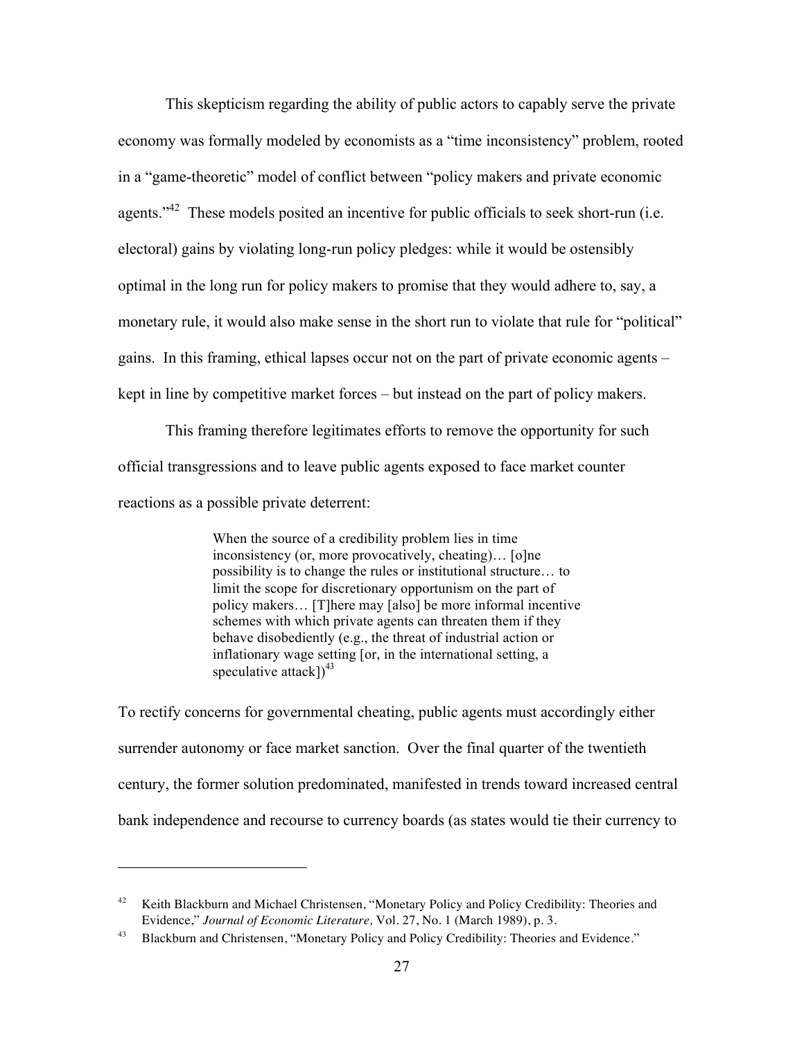This skepticism regarding the ability of public actors to capably serve the private economy was formally modeled by economists as a "time inconsistency" problem, rooted in a "game-theoretic" model of conflict between "policy makers and private economic agents."[42] These models posited an incentive for public officials to seek short-run (i.e. electoral) gains by violating long-run policy pledges: while it would be ostensibly optimal in the long run for policy makers to promise that they would adhere to, say, a monetary rule, it would also make sense in the short run to violate that rule for "political" gains. In this framing, ethical lapses occur not on the part of private economic agents – kept in line by competitive market forces – but instead on the part of policy makers.

This framing therefore legitimates efforts to remove the opportunity for such official transgressions and to leave public agents exposed to face market counter reactions as a possible private deterrent:

> When the source of a credibility problem lies in time inconsistency (or, more provocatively, cheating)… [o]ne possibility is to change the rules or institutional structure… to limit the scope for discretionary opportunism on the part of policy makers… [T]here may [also] be more informal incentive schemes with which private agents can threaten them if they behave disobediently (e.g., the threat of industrial action or inflationary wage setting [or, in the international setting, a speculative attack])[43]

To rectify concerns for governmental cheating, public agents must accordingly either surrender autonomy or face market sanction. Over the final quarter of the twentieth century, the former solution predominated, manifested in trends toward increased central bank independence and recourse to currency boards (as states would tie their currency to

---

[42] Keith Blackburn and Michael Christensen, "Monetary Policy and Policy Credibility: Theories and Evidence," *Journal of Economic Literature,* Vol. 27, No. 1 (March 1989), p. 3.

[43] Blackburn and Christensen, "Monetary Policy and Policy Credibility: Theories and Evidence."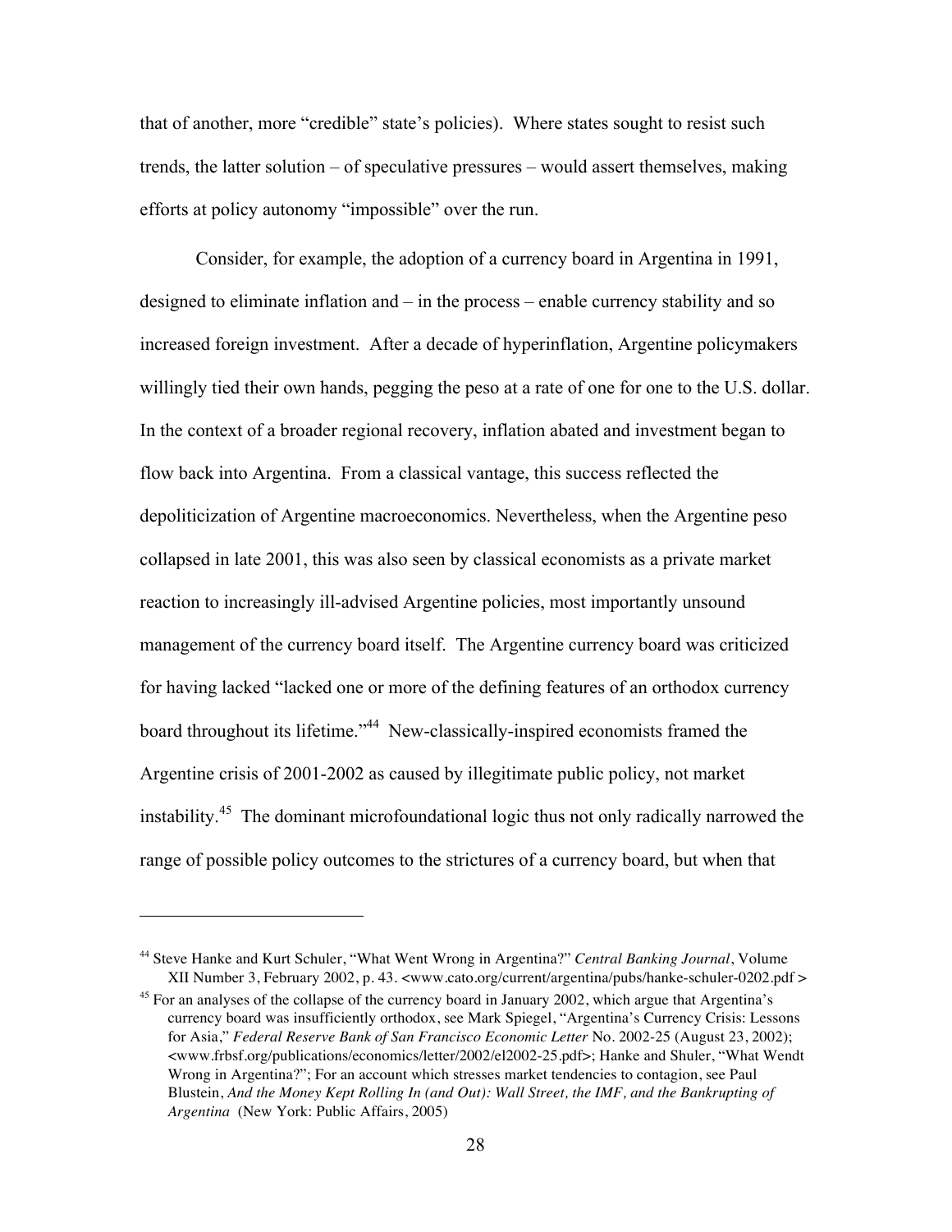that of another, more "credible" state's policies). Where states sought to resist such trends, the latter solution – of speculative pressures – would assert themselves, making efforts at policy autonomy "impossible" over the run.

Consider, for example, the adoption of a currency board in Argentina in 1991, designed to eliminate inflation and – in the process – enable currency stability and so increased foreign investment. After a decade of hyperinflation, Argentine policymakers willingly tied their own hands, pegging the peso at a rate of one for one to the U.S. dollar. In the context of a broader regional recovery, inflation abated and investment began to flow back into Argentina. From a classical vantage, this success reflected the depoliticization of Argentine macroeconomics. Nevertheless, when the Argentine peso collapsed in late 2001, this was also seen by classical economists as a private market reaction to increasingly ill-advised Argentine policies, most importantly unsound management of the currency board itself. The Argentine currency board was criticized for having lacked "lacked one or more of the defining features of an orthodox currency board throughout its lifetime."[44] New-classically-inspired economists framed the Argentine crisis of 2001-2002 as caused by illegitimate public policy, not market instability.[45] The dominant microfoundational logic thus not only radically narrowed the range of possible policy outcomes to the strictures of a currency board, but when that

---

[44] Steve Hanke and Kurt Schuler, "What Went Wrong in Argentina?" *Central Banking Journal*, Volume XII Number 3, February 2002, p. 43. <www.cato.org/current/argentina/pubs/hanke-schuler-0202.pdf >

[45] For an analyses of the collapse of the currency board in January 2002, which argue that Argentina's currency board was insufficiently orthodox, see Mark Spiegel, "Argentina's Currency Crisis: Lessons for Asia," *Federal Reserve Bank of San Francisco Economic Letter* No. 2002-25 (August 23, 2002); <www.frbsf.org/publications/economics/letter/2002/el2002-25.pdf>; Hanke and Shuler, "What Wendt Wrong in Argentina?"; For an account which stresses market tendencies to contagion, see Paul Blustein, *And the Money Kept Rolling In (and Out): Wall Street, the IMF, and the Bankrupting of Argentina* (New York: Public Affairs, 2005)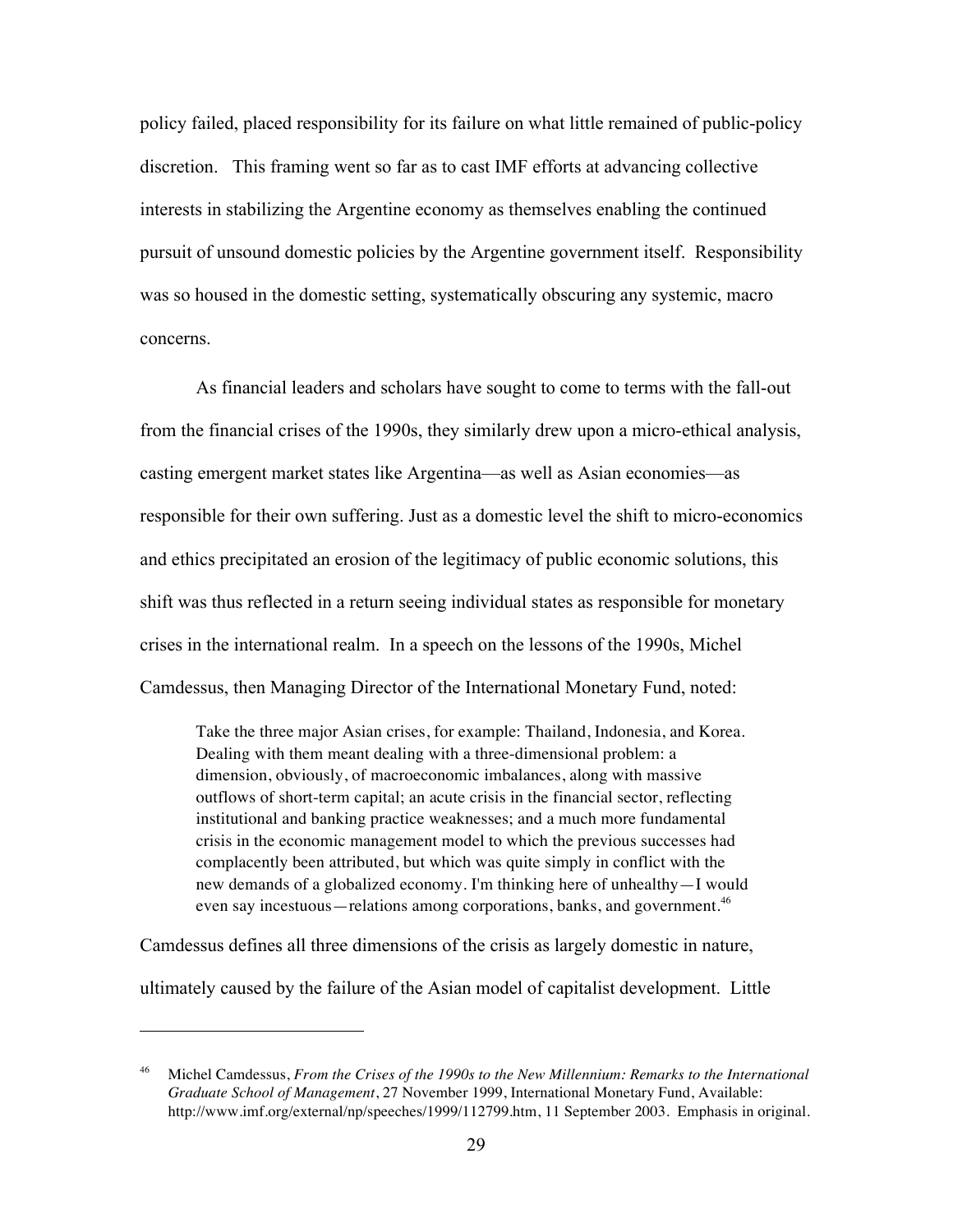policy failed, placed responsibility for its failure on what little remained of public-policy discretion. This framing went so far as to cast IMF efforts at advancing collective interests in stabilizing the Argentine economy as themselves enabling the continued pursuit of unsound domestic policies by the Argentine government itself. Responsibility was so housed in the domestic setting, systematically obscuring any systemic, macro concerns.

As financial leaders and scholars have sought to come to terms with the fall-out from the financial crises of the 1990s, they similarly drew upon a micro-ethical analysis, casting emergent market states like Argentina—as well as Asian economies—as responsible for their own suffering. Just as a domestic level the shift to micro-economics and ethics precipitated an erosion of the legitimacy of public economic solutions, this shift was thus reflected in a return seeing individual states as responsible for monetary crises in the international realm. In a speech on the lessons of the 1990s, Michel Camdessus, then Managing Director of the International Monetary Fund, noted:

> Take the three major Asian crises, for example: Thailand, Indonesia, and Korea. Dealing with them meant dealing with a three-dimensional problem: a dimension, obviously, of macroeconomic imbalances, along with massive outflows of short-term capital; an acute crisis in the financial sector, reflecting institutional and banking practice weaknesses; and a much more fundamental crisis in the economic management model to which the previous successes had complacently been attributed, but which was quite simply in conflict with the new demands of a globalized economy. I'm thinking here of unhealthy—I would even say incestuous—relations among corporations, banks, and government.[46]

Camdessus defines all three dimensions of the crisis as largely domestic in nature, ultimately caused by the failure of the Asian model of capitalist development. Little

---

[46] Michel Camdessus, *From the Crises of the 1990s to the New Millennium: Remarks to the International Graduate School of Management*, 27 November 1999, International Monetary Fund, Available: http://www.imf.org/external/np/speeches/1999/112799.htm, 11 September 2003. Emphasis in original.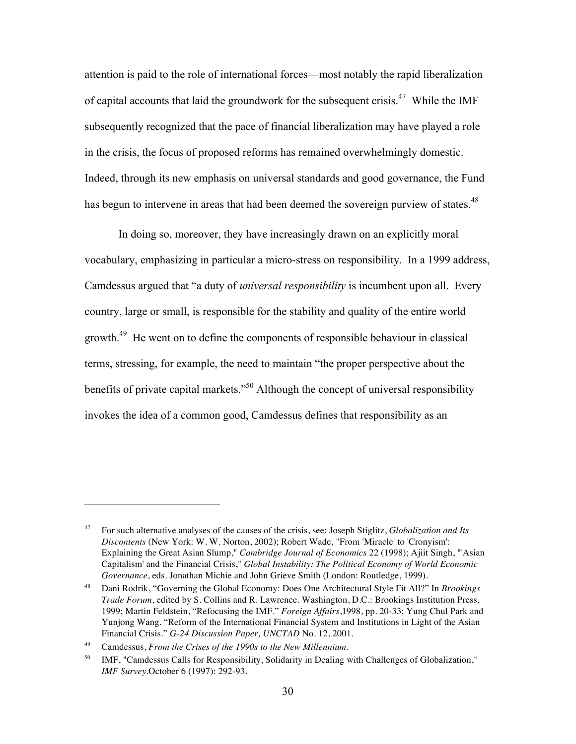attention is paid to the role of international forces—most notably the rapid liberalization of capital accounts that laid the groundwork for the subsequent crisis.[47] While the IMF subsequently recognized that the pace of financial liberalization may have played a role in the crisis, the focus of proposed reforms has remained overwhelmingly domestic. Indeed, through its new emphasis on universal standards and good governance, the Fund has begun to intervene in areas that had been deemed the sovereign purview of states.[48]

In doing so, moreover, they have increasingly drawn on an explicitly moral vocabulary, emphasizing in particular a micro-stress on responsibility. In a 1999 address, Camdessus argued that "a duty of *universal responsibility* is incumbent upon all. Every country, large or small, is responsible for the stability and quality of the entire world growth.[49] He went on to define the components of responsible behaviour in classical terms, stressing, for example, the need to maintain "the proper perspective about the benefits of private capital markets."[50] Although the concept of universal responsibility invokes the idea of a common good, Camdessus defines that responsibility as an

---

[47] For such alternative analyses of the causes of the crisis, see: Joseph Stiglitz, *Globalization and Its Discontents* (New York: W. W. Norton, 2002); Robert Wade, "From 'Miracle' to 'Cronyism': Explaining the Great Asian Slump," *Cambridge Journal of Economics* 22 (1998); Ajiit Singh, "'Asian Capitalism' and the Financial Crisis," *Global Instability: The Political Economy of World Economic Governance*, eds. Jonathan Michie and John Grieve Smith (London: Routledge, 1999).

[48] Dani Rodrik, "Governing the Global Economy: Does One Architectural Style Fit All?" In *Brookings Trade Forum*, edited by S. Collins and R. Lawrence. Washington, D.C.: Brookings Institution Press, 1999; Martin Feldstein, "Refocusing the IMF." *Foreign Affairs*,1998, pp. 20-33; Yung Chul Park and Yunjong Wang. "Reform of the International Financial System and Institutions in Light of the Asian Financial Crisis." *G-24 Discussion Paper, UNCTAD* No. 12, 2001.

[49] Camdessus, *From the Crises of the 1990s to the New Millennium*.

[50] IMF, "Camdessus Calls for Responsibility, Solidarity in Dealing with Challenges of Globalization," *IMF Survey*.October 6 (1997): 292-93.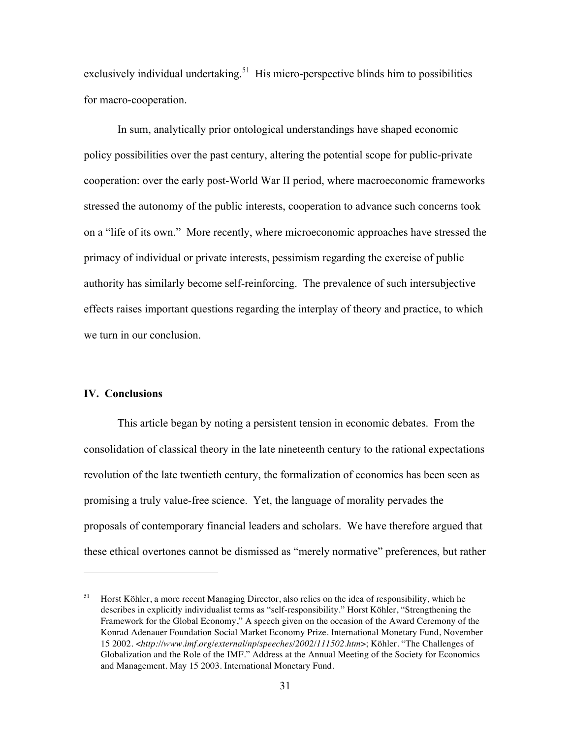exclusively individual undertaking.[51] His micro-perspective blinds him to possibilities for macro-cooperation.

In sum, analytically prior ontological understandings have shaped economic policy possibilities over the past century, altering the potential scope for public-private cooperation: over the early post-World War II period, where macroeconomic frameworks stressed the autonomy of the public interests, cooperation to advance such concerns took on a "life of its own." More recently, where microeconomic approaches have stressed the primacy of individual or private interests, pessimism regarding the exercise of public authority has similarly become self-reinforcing. The prevalence of such intersubjective effects raises important questions regarding the interplay of theory and practice, to which we turn in our conclusion.

## IV. Conclusions

This article began by noting a persistent tension in economic debates. From the consolidation of classical theory in the late nineteenth century to the rational expectations revolution of the late twentieth century, the formalization of economics has been seen as promising a truly value-free science. Yet, the language of morality pervades the proposals of contemporary financial leaders and scholars. We have therefore argued that these ethical overtones cannot be dismissed as "merely normative" preferences, but rather

---

[51] Horst Köhler, a more recent Managing Director, also relies on the idea of responsibility, which he describes in explicitly individualist terms as "self-responsibility." Horst Köhler, "Strengthening the Framework for the Global Economy," A speech given on the occasion of the Award Ceremony of the Konrad Adenauer Foundation Social Market Economy Prize. International Monetary Fund, November 15 2002. <*http://www.imf.org/external/np/speeches/2002/111502.htm*>; Köhler. "The Challenges of Globalization and the Role of the IMF." Address at the Annual Meeting of the Society for Economics and Management. May 15 2003. International Monetary Fund.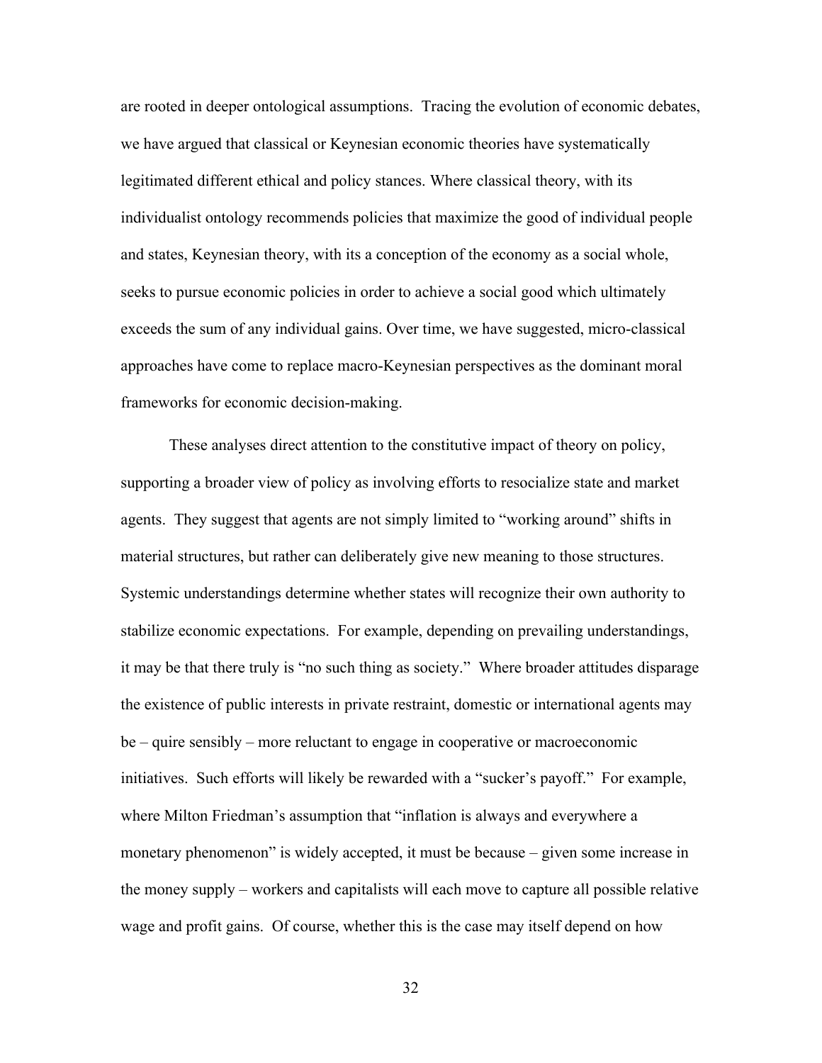are rooted in deeper ontological assumptions. Tracing the evolution of economic debates, we have argued that classical or Keynesian economic theories have systematically legitimated different ethical and policy stances. Where classical theory, with its individualist ontology recommends policies that maximize the good of individual people and states, Keynesian theory, with its a conception of the economy as a social whole, seeks to pursue economic policies in order to achieve a social good which ultimately exceeds the sum of any individual gains. Over time, we have suggested, micro-classical approaches have come to replace macro-Keynesian perspectives as the dominant moral frameworks for economic decision-making.

These analyses direct attention to the constitutive impact of theory on policy, supporting a broader view of policy as involving efforts to resocialize state and market agents. They suggest that agents are not simply limited to "working around" shifts in material structures, but rather can deliberately give new meaning to those structures. Systemic understandings determine whether states will recognize their own authority to stabilize economic expectations. For example, depending on prevailing understandings, it may be that there truly is "no such thing as society." Where broader attitudes disparage the existence of public interests in private restraint, domestic or international agents may be – quire sensibly – more reluctant to engage in cooperative or macroeconomic initiatives. Such efforts will likely be rewarded with a "sucker's payoff." For example, where Milton Friedman's assumption that "inflation is always and everywhere a monetary phenomenon" is widely accepted, it must be because – given some increase in the money supply – workers and capitalists will each move to capture all possible relative wage and profit gains. Of course, whether this is the case may itself depend on how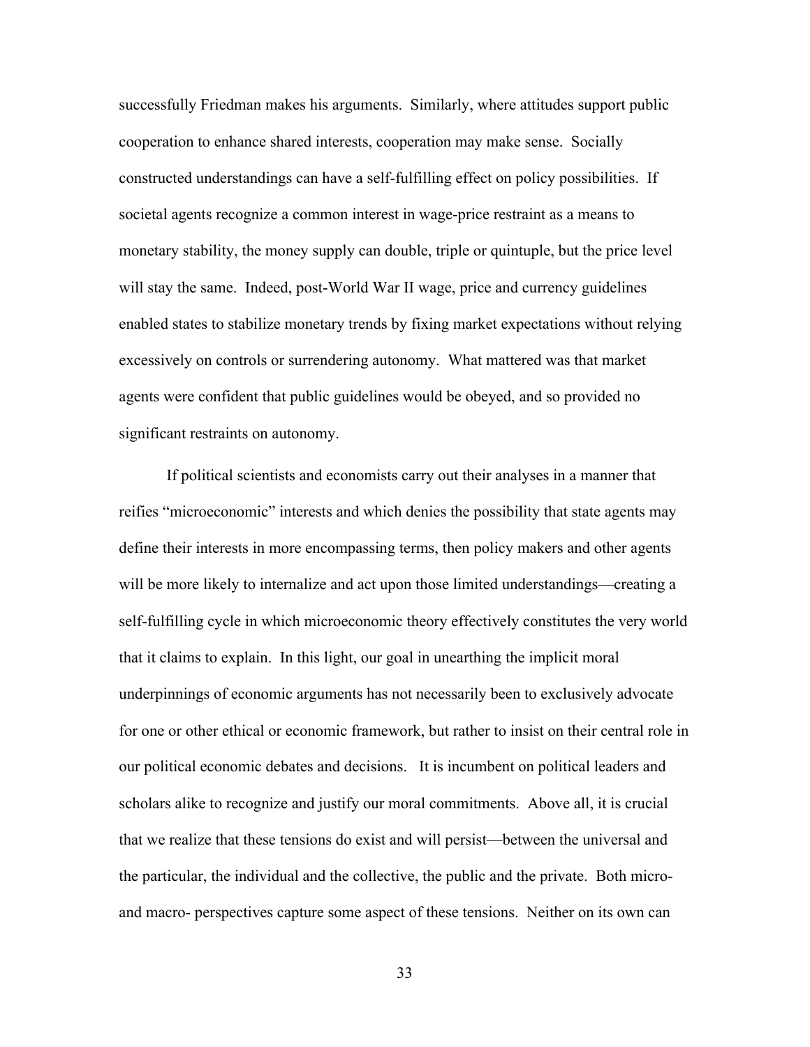successfully Friedman makes his arguments. Similarly, where attitudes support public cooperation to enhance shared interests, cooperation may make sense. Socially constructed understandings can have a self-fulfilling effect on policy possibilities. If societal agents recognize a common interest in wage-price restraint as a means to monetary stability, the money supply can double, triple or quintuple, but the price level will stay the same. Indeed, post-World War II wage, price and currency guidelines enabled states to stabilize monetary trends by fixing market expectations without relying excessively on controls or surrendering autonomy. What mattered was that market agents were confident that public guidelines would be obeyed, and so provided no significant restraints on autonomy.

If political scientists and economists carry out their analyses in a manner that reifies "microeconomic" interests and which denies the possibility that state agents may define their interests in more encompassing terms, then policy makers and other agents will be more likely to internalize and act upon those limited understandings—creating a self-fulfilling cycle in which microeconomic theory effectively constitutes the very world that it claims to explain. In this light, our goal in unearthing the implicit moral underpinnings of economic arguments has not necessarily been to exclusively advocate for one or other ethical or economic framework, but rather to insist on their central role in our political economic debates and decisions. It is incumbent on political leaders and scholars alike to recognize and justify our moral commitments. Above all, it is crucial that we realize that these tensions do exist and will persist—between the universal and the particular, the individual and the collective, the public and the private. Both micro- and macro- perspectives capture some aspect of these tensions. Neither on its own can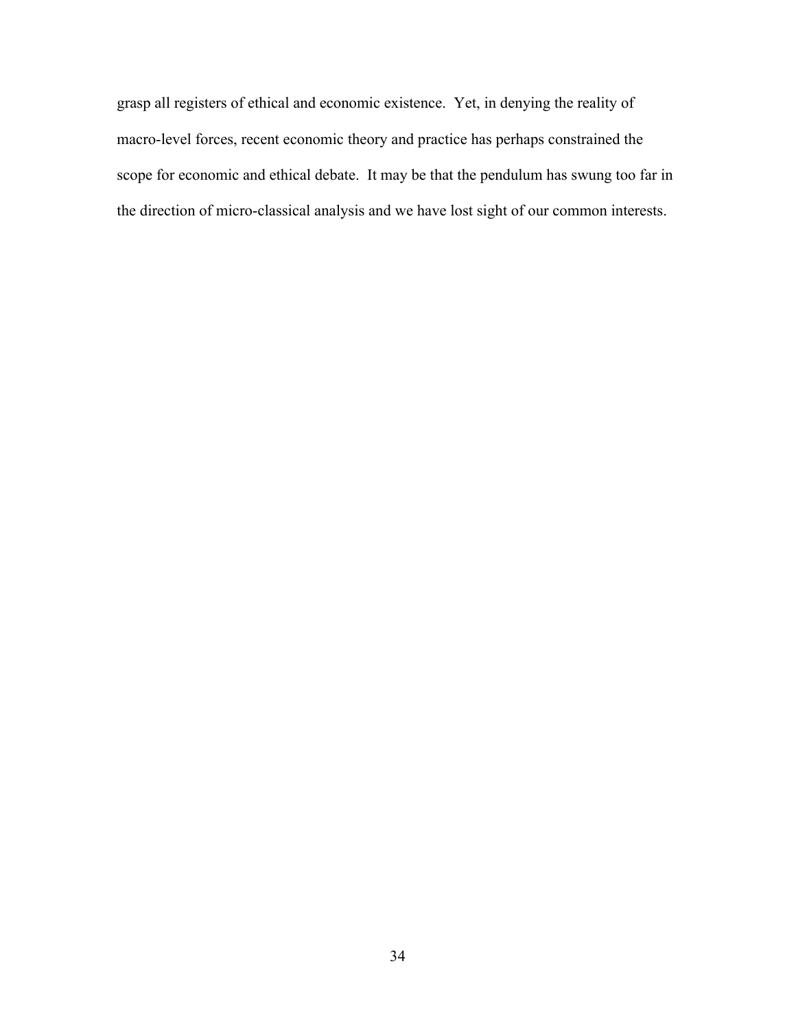grasp all registers of ethical and economic existence. Yet, in denying the reality of macro-level forces, recent economic theory and practice has perhaps constrained the scope for economic and ethical debate. It may be that the pendulum has swung too far in the direction of micro-classical analysis and we have lost sight of our common interests.